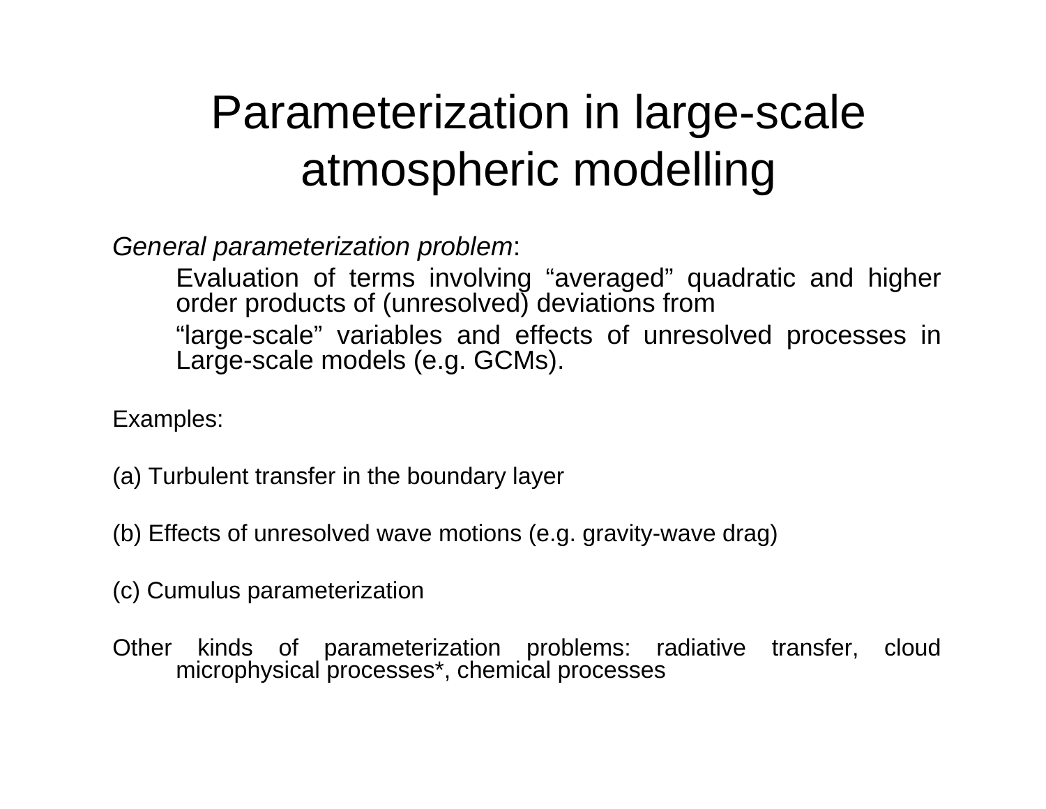# Parameterization in large-scale atmospheric modelling

*General parameterization problem*:

Evaluation of terms involving "averaged" quadratic and higher order products of (unresolved) deviations from

"large-scale" variables and effects of unresolved processes in Large-scale models (e.g. GCMs).

Examples:

(a) Turbulent transfer in the boundary layer

(b) Effects of unresolved wave motions (e.g. gravity-wave drag)

(c) Cumulus parameterization

Other kinds of parameterization problems: radiative transfer, cloud microphysical processes*, chemical processes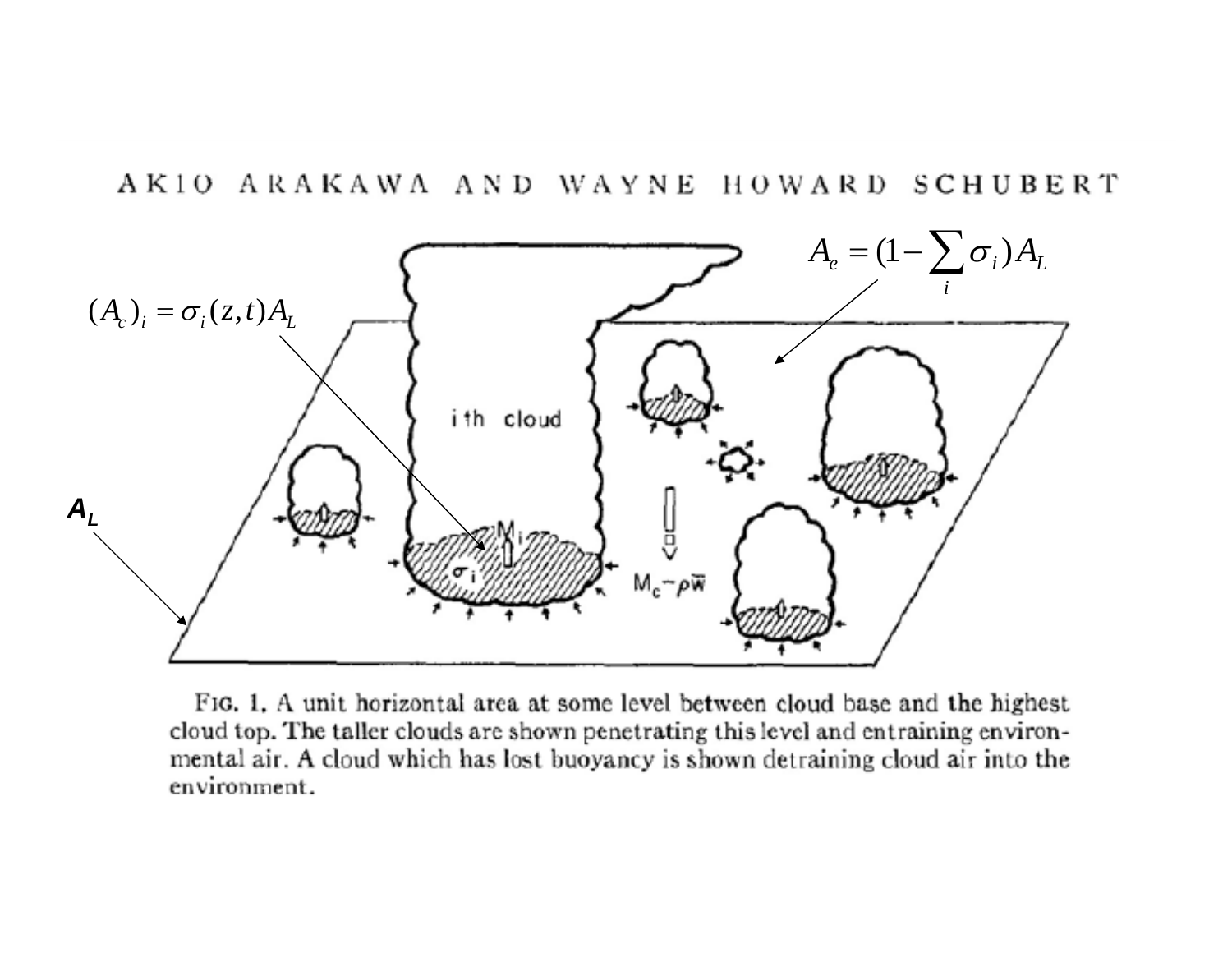AKIO ARAKAWA AND WAYNE HOWARD SCHUBERT

$$A_e = (1 - \sum_i \sigma_i) A_L$$

$$(A_c)_i = \sigma_i(z,t) A_L$$

$A_L$

i th cloud

$M_i$

$\sigma_i$

$M_c - \rho \bar{w}$

FIG. 1. A unit horizontal area at some level between cloud base and the highest cloud top. The taller clouds are shown penetrating this level and entraining environmental air. A cloud which has lost buoyancy is shown detraining cloud air into the environment.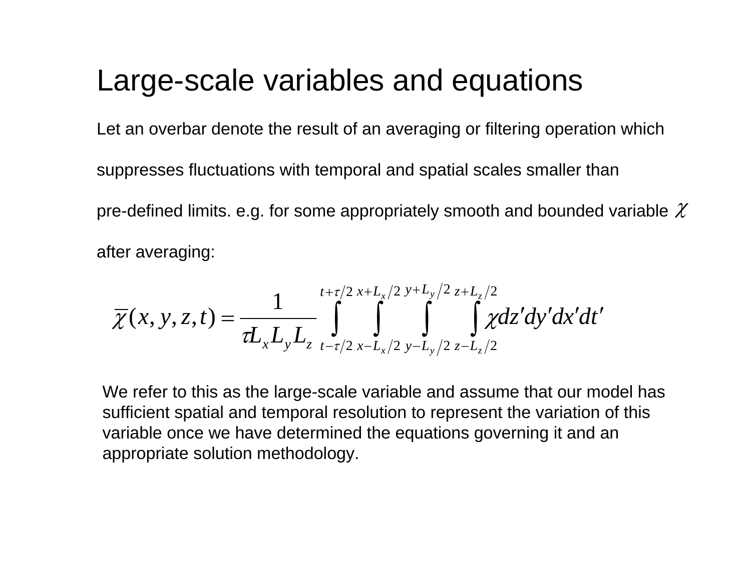# Large-scale variables and equations

Let an overbar denote the result of an averaging or filtering operation which suppresses fluctuations with temporal and spatial scales smaller than pre-defined limits. e.g. for some appropriately smooth and bounded variable $\chi$ after averaging:

$$\overline{\chi}(x,y,z,t) = \frac{1}{\tau L_x L_y L_z} \int_{t-\tau/2}^{t+\tau/2} \int_{x-L_x/2}^{x+L_x/2} \int_{y-L_y/2}^{y+L_y/2} \int_{z-L_z/2}^{z+L_z/2} \chi dz' dy' dx' dt'$$

We refer to this as the large-scale variable and assume that our model has sufficient spatial and temporal resolution to represent the variation of this variable once we have determined the equations governing it and an appropriate solution methodology.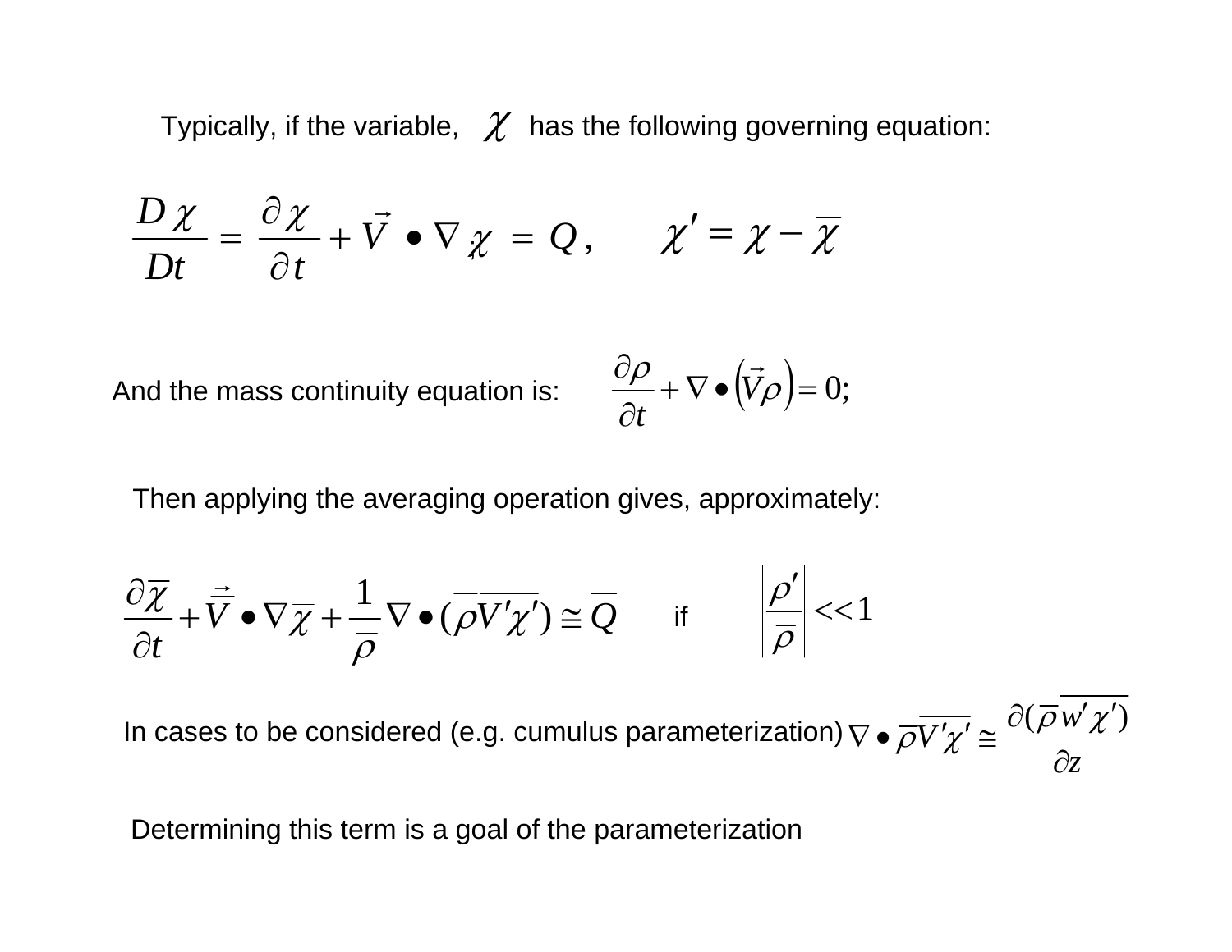Typically, if the variable, $\chi$ has the following governing equation:

$$\frac{D\chi}{Dt} = \frac{\partial \chi}{\partial t} + \vec{V} \bullet \nabla \chi = Q, \qquad \chi' = \chi - \overline{\chi}$$

And the mass continuity equation is: $\dfrac{\partial \rho}{\partial t} + \nabla \bullet \left(\vec{V}\rho\right) = 0;$

Then applying the averaging operation gives, approximately:

$$\frac{\partial \overline{\chi}}{\partial t} + \overline{\vec{V}} \bullet \nabla \overline{\chi} + \frac{1}{\overline{\rho}} \nabla \bullet (\overline{\rho}\,\overline{V'\chi'}) \cong \overline{Q} \qquad \text{if} \qquad \left|\frac{\rho'}{\overline{\rho}}\right| << 1$$

In cases to be considered (e.g. cumulus parameterization) $\nabla \bullet \overline{\rho}\,\overline{V'\chi'} \cong \dfrac{\partial(\overline{\rho}\,\overline{w'\chi'})}{\partial z}$

Determining this term is a goal of the parameterization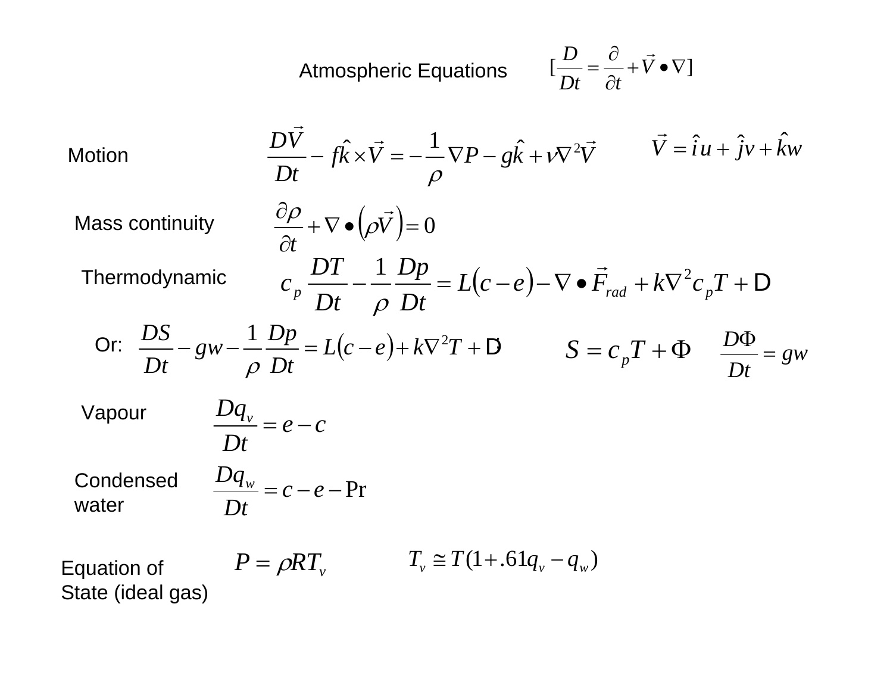## Atmospheric Equations $\left[\frac{D}{Dt} = \frac{\partial}{\partial t} + \vec{V} \bullet \nabla\right]$

**Motion**

$$\frac{D\vec{V}}{Dt} - f\hat{k} \times \vec{V} = -\frac{1}{\rho}\nabla P - g\hat{k} + \nu\nabla^2\vec{V} \qquad \vec{V} = \hat{i}u + \hat{j}v + \hat{k}w$$

**Mass continuity**

$$\frac{\partial \rho}{\partial t} + \nabla \bullet \left(\rho\vec{V}\right) = 0$$

**Thermodynamic**

$$c_p\frac{DT}{Dt} - \frac{1}{\rho}\frac{Dp}{Dt} = L\left(c - e\right) - \nabla \bullet \vec{F}_{rad} + k\nabla^2 c_p T + \mathrm{D}$$

Or:

$$\frac{DS}{Dt} - gw - \frac{1}{\rho}\frac{Dp}{Dt} = L\left(c - e\right) + k\nabla^2 T + \dot{\mathrm{D}} \qquad S = c_p T + \Phi \qquad \frac{D\Phi}{Dt} = gw$$

**Vapour**

$$\frac{Dq_v}{Dt} = e - c$$

**Condensed water**

$$\frac{Dq_w}{Dt} = c - e - \mathrm{Pr}$$

**Equation of State (ideal gas)**

$$P = \rho R T_v \qquad T_v \cong T(1 + .61 q_v - q_w)$$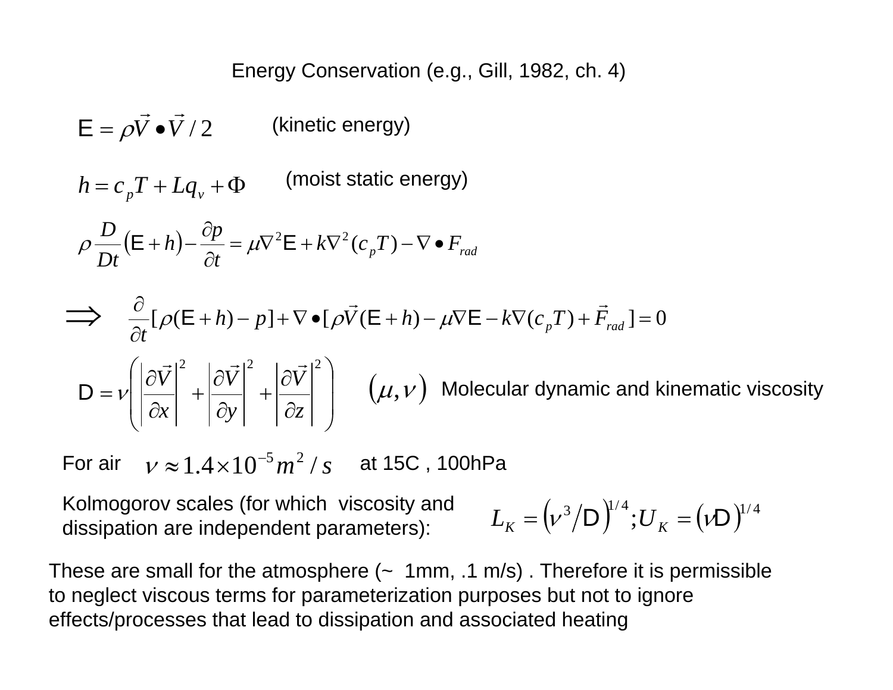## Energy Conservation (e.g., Gill, 1982, ch. 4)

$$\mathsf{E} = \rho \vec{V} \bullet \vec{V} / 2$$ (kinetic energy)

$$h = c_p T + L q_v + \Phi$$ (moist static energy)

$$\rho \frac{D}{Dt}\left(\mathsf{E} + h\right) - \frac{\partial p}{\partial t} = \mu \nabla^2 \mathsf{E} + k \nabla^2 (c_p T) - \nabla \bullet F_{rad}$$

$$\Rightarrow \quad \frac{\partial}{\partial t}[\rho(\mathsf{E} + h) - p] + \nabla \bullet [\rho \vec{V}(\mathsf{E} + h) - \mu \nabla \mathsf{E} - k \nabla (c_p T) + \vec{F}_{rad}] = 0$$

$$\mathsf{D} = \nu \left( \left| \frac{\partial \vec{V}}{\partial x} \right|^2 + \left| \frac{\partial \vec{V}}{\partial y} \right|^2 + \left| \frac{\partial \vec{V}}{\partial z} \right|^2 \right)$$

$(\mu, \nu)$ Molecular dynamic and kinematic viscosity

For air $\nu \approx 1.4 \times 10^{-5} m^2/s$ at 15C , 100hPa

Kolmogorov scales (for which viscosity and dissipation are independent parameters): $L_K = \left(\nu^3 / \mathsf{D}\right)^{1/4}; U_K = \left(\nu \mathsf{D}\right)^{1/4}$

These are small for the atmosphere (~ 1mm, .1 m/s) . Therefore it is permissible to neglect viscous terms for parameterization purposes but not to ignore effects/processes that lead to dissipation and associated heating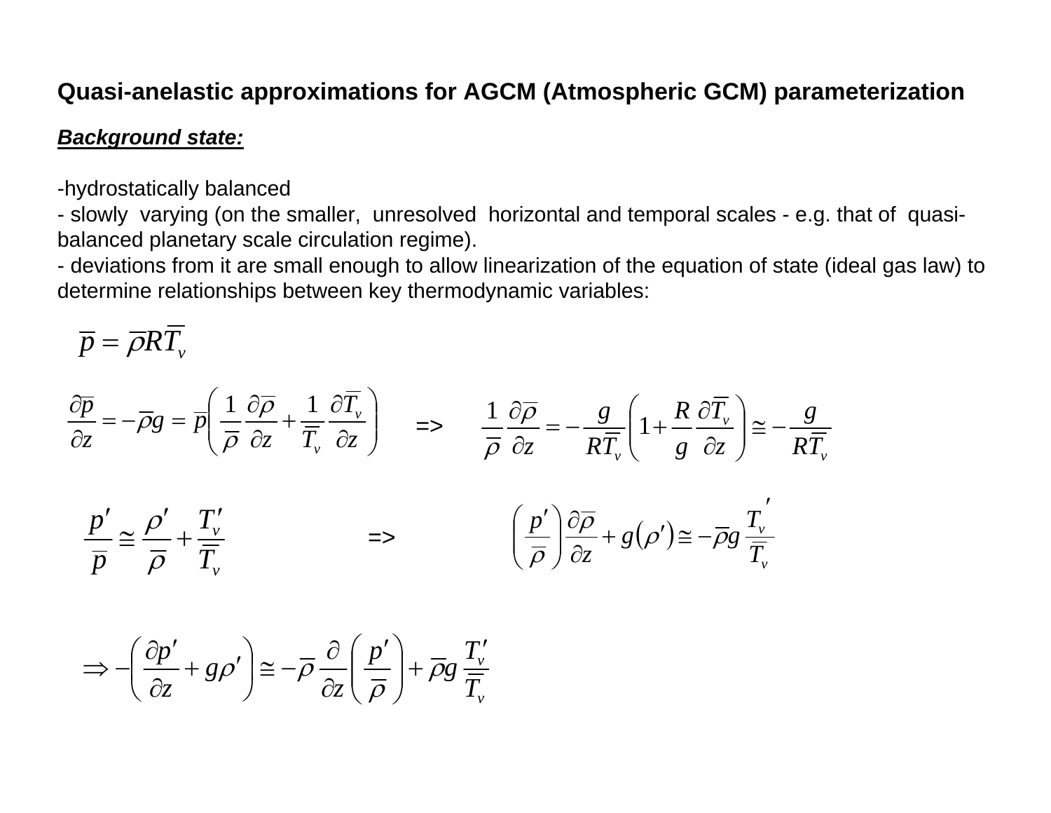**Quasi-anelastic approximations for AGCM (Atmospheric GCM) parameterization**

***Background state:***

-hydrostatically balanced
- slowly varying (on the smaller, unresolved horizontal and temporal scales - e.g. that of quasi-balanced planetary scale circulation regime).
- deviations from it are small enough to allow linearization of the equation of state (ideal gas law) to determine relationships between key thermodynamic variables:

$$\overline{p} = \overline{\rho} R \overline{T_v}$$

$$\frac{\partial \overline{p}}{\partial z} = -\overline{\rho} g = \overline{p}\left(\frac{1}{\overline{\rho}}\frac{\partial \overline{\rho}}{\partial z} + \frac{1}{\overline{T_v}}\frac{\partial \overline{T_v}}{\partial z}\right) \quad \Rightarrow \quad \frac{1}{\overline{\rho}}\frac{\partial \overline{\rho}}{\partial z} = -\frac{g}{R\overline{T_v}}\left(1 + \frac{R}{g}\frac{\partial \overline{T_v}}{\partial z}\right) \cong -\frac{g}{R\overline{T_v}}$$

$$\frac{p'}{\overline{p}} \cong \frac{\rho'}{\overline{\rho}} + \frac{T_v'}{\overline{T_v}} \quad \Rightarrow \quad \left(\frac{p'}{\overline{\rho}}\right)\frac{\partial \overline{\rho}}{\partial z} + g\left(\rho'\right) \cong -\overline{\rho} g \frac{T_v{}'}{\overline{T_v}}$$

$$\Rightarrow -\left(\frac{\partial p'}{\partial z} + g\rho'\right) \cong -\overline{\rho}\frac{\partial}{\partial z}\left(\frac{p'}{\overline{\rho}}\right) + \overline{\rho} g \frac{T_v'}{\overline{T_v}}$$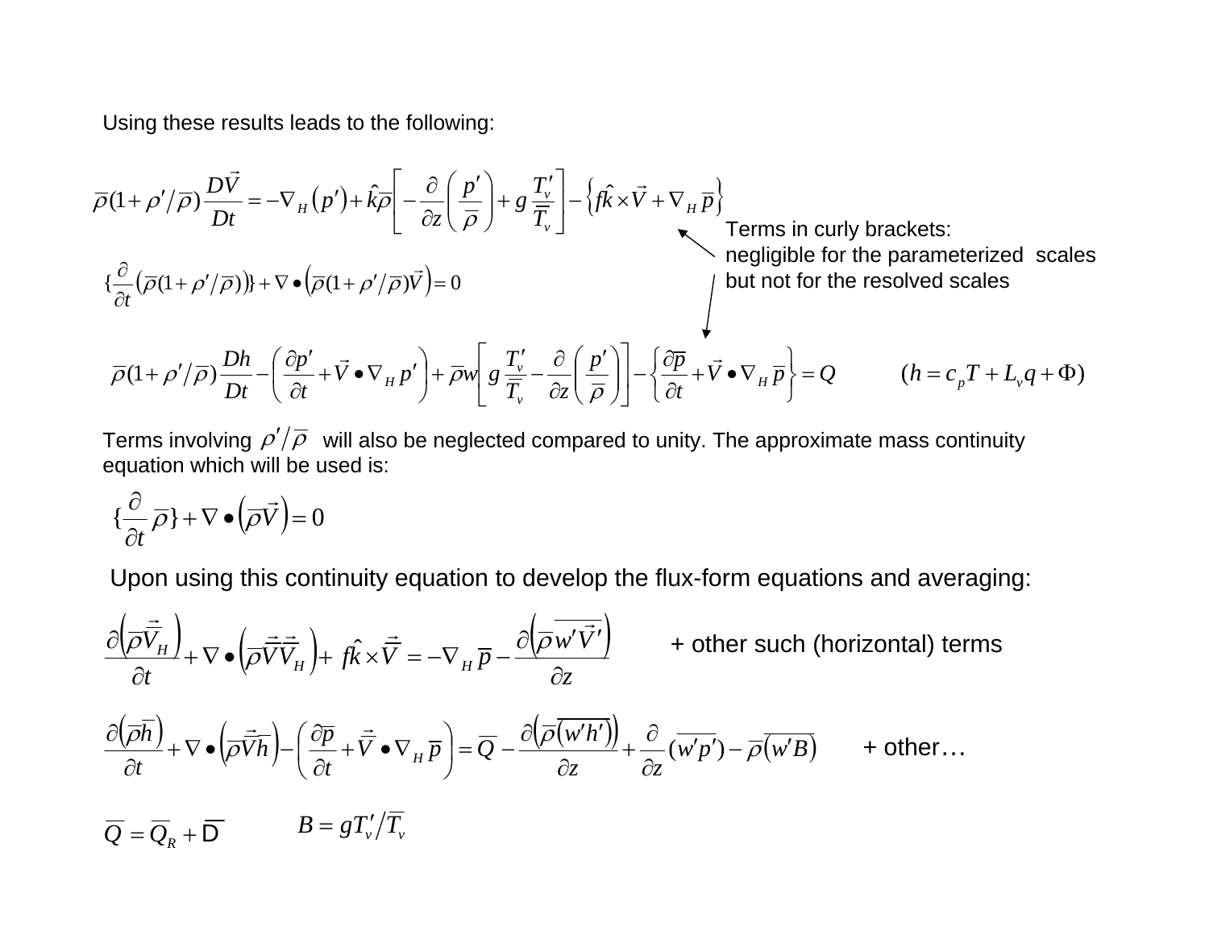Using these results leads to the following:

$$\overline{\rho}(1+\rho'/\overline{\rho})\frac{D\vec{V}}{Dt} = -\nabla_H\left(p'\right) + \hat{k}\overline{\rho}\left[-\frac{\partial}{\partial z}\left(\frac{p'}{\overline{\rho}}\right) + g\frac{T_v'}{\overline{\overline{T}}_v}\right] - \left\{f\hat{k}\times\vec{V} + \nabla_H\overline{p}\right\}$$

Terms in curly brackets: negligible for the parameterized scales but not for the resolved scales

$$\left\{\frac{\partial}{\partial t}\left(\overline{\rho}(1+\rho'/\overline{\rho})\right)\right\} + \nabla\bullet\left(\overline{\rho}(1+\rho'/\overline{\rho})\vec{V}\right) = 0$$

$$\overline{\rho}(1+\rho'/\overline{\rho})\frac{Dh}{Dt} - \left(\frac{\partial p'}{\partial t} + \vec{V}\bullet\nabla_H p'\right) + \overline{\rho}w\left[g\frac{T_v'}{\overline{\overline{T}}_v} - \frac{\partial}{\partial z}\left(\frac{p'}{\overline{\rho}}\right)\right] - \left\{\frac{\partial\overline{p}}{\partial t} + \vec{V}\bullet\nabla_H\overline{p}\right\} = Q \qquad (h = c_pT + L_vq + \Phi)$$

Terms involving $\rho'/\overline{\rho}$ will also be neglected compared to unity. The approximate mass continuity equation which will be used is:

$$\left\{\frac{\partial}{\partial t}\overline{\rho}\right\} + \nabla\bullet\left(\overline{\rho}\vec{V}\right) = 0$$

Upon using this continuity equation to develop the flux-form equations and averaging:

$$\frac{\partial\left(\overline{\rho}\overline{\vec{V}}_H\right)}{\partial t} + \nabla\bullet\left(\overline{\rho}\overline{\vec{V}}\overline{\vec{V}}_H\right) + f\hat{k}\times\overline{\vec{V}} = -\nabla_H\overline{p} - \frac{\partial\left(\overline{\rho}\,\overline{w'\vec{V}'}\right)}{\partial z} \quad \text{+ other such (horizontal) terms}$$

$$\frac{\partial\left(\overline{\rho}\overline{h}\right)}{\partial t} + \nabla\bullet\left(\overline{\rho}\overline{\vec{V}}\overline{h}\right) - \left(\frac{\partial\overline{p}}{\partial t} + \overline{\vec{V}}\bullet\nabla_H\overline{p}\right) = \overline{Q} - \frac{\partial\left(\overline{\rho}\left(\overline{w'h'}\right)\right)}{\partial z} + \frac{\partial}{\partial z}(\overline{w'p'}) - \overline{\rho}\left(\overline{w'B}\right) \quad \text{+ other…}$$

$$\overline{Q} = \overline{Q}_R + \overline{D} \qquad B = gT_v'/\overline{T}_v$$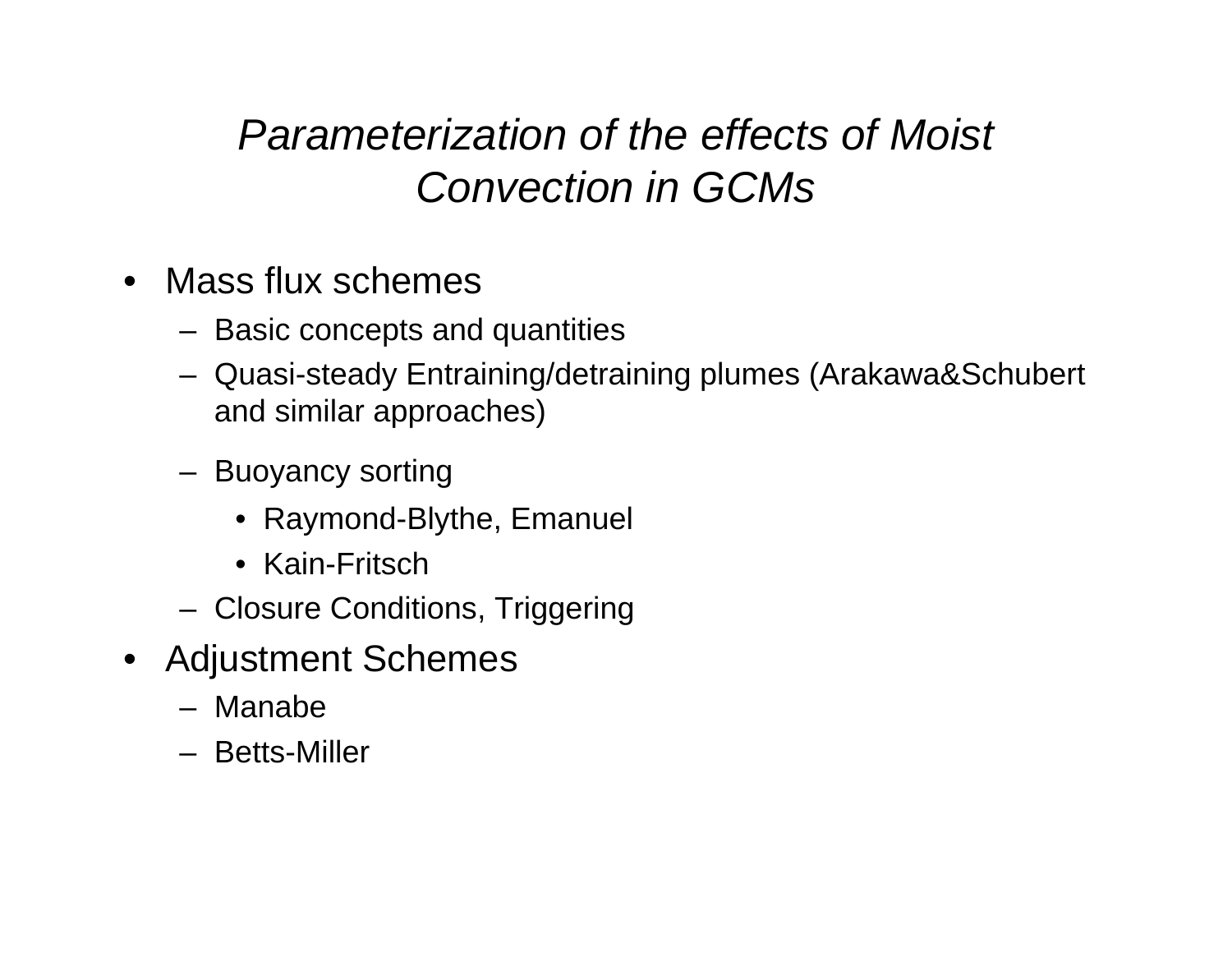# *Parameterization of the effects of Moist Convection in GCMs*

- Mass flux schemes
  - Basic concepts and quantities
  - Quasi-steady Entraining/detraining plumes (Arakawa&Schubert and similar approaches)
  - Buoyancy sorting
    - Raymond-Blythe, Emanuel
    - Kain-Fritsch
  - Closure Conditions, Triggering
- Adjustment Schemes
  - Manabe
  - Betts-Miller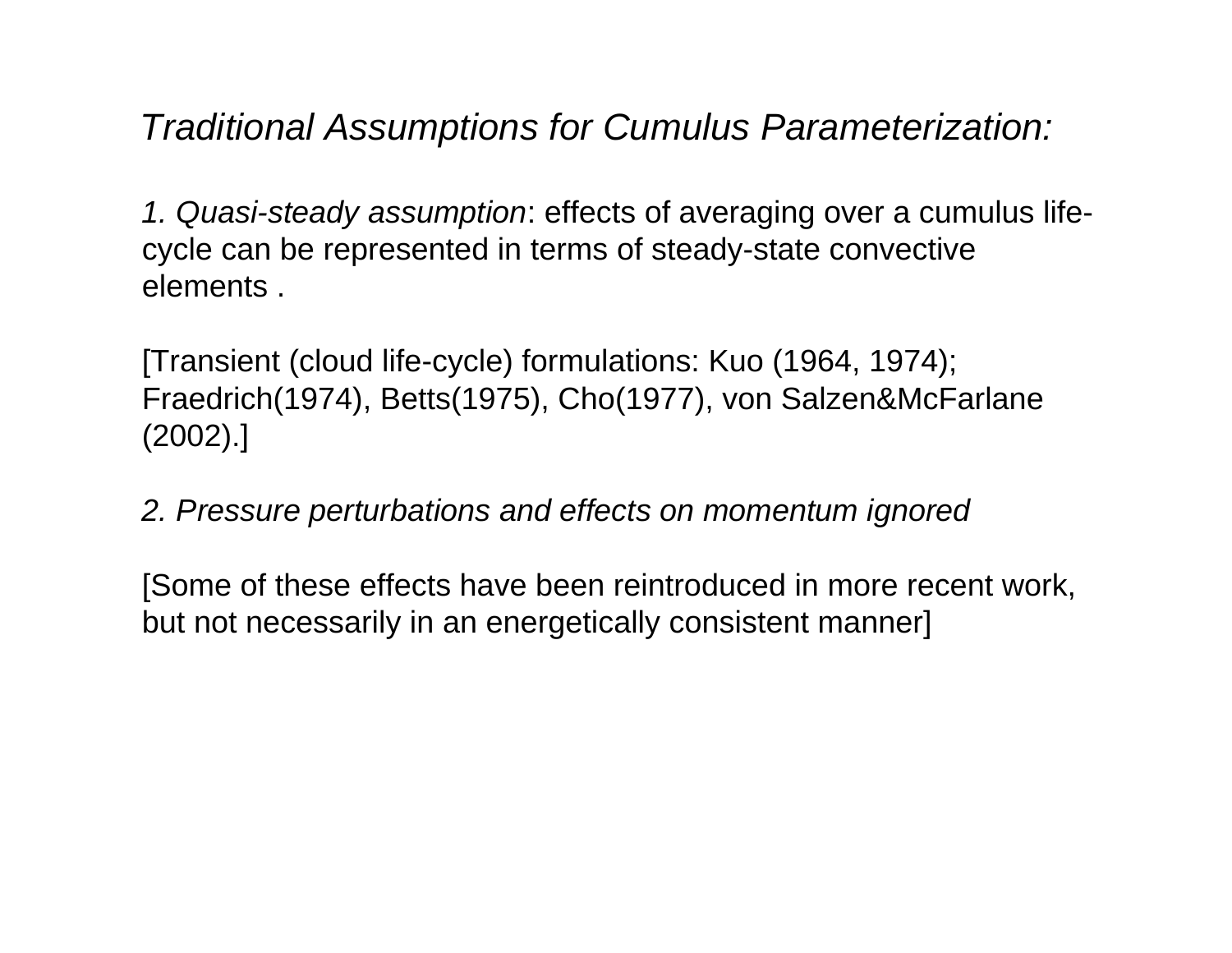## *Traditional Assumptions for Cumulus Parameterization:*

*1. Quasi-steady assumption*: effects of averaging over a cumulus life-cycle can be represented in terms of steady-state convective elements .

[Transient (cloud life-cycle) formulations: Kuo (1964, 1974); Fraedrich(1974), Betts(1975), Cho(1977), von Salzen&McFarlane (2002).]

*2. Pressure perturbations and effects on momentum ignored*

[Some of these effects have been reintroduced in more recent work, but not necessarily in an energetically consistent manner]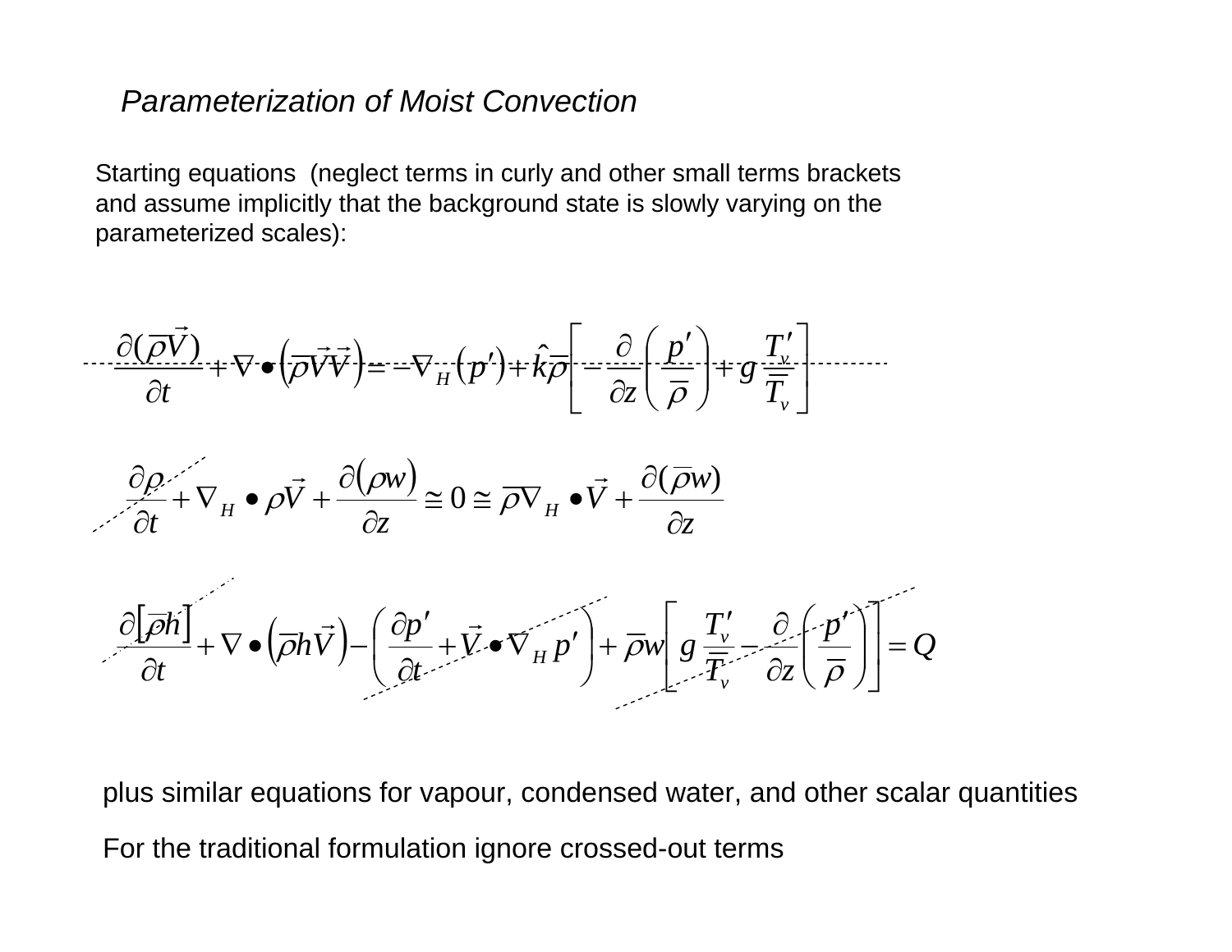*Parameterization of Moist Convection*

Starting equations (neglect terms in curly and other small terms brackets and assume implicitly that the background state is slowly varying on the parameterized scales):

$$\frac{\partial(\bar{\rho}\vec{V})}{\partial t} + \nabla \bullet \left(\bar{\rho}\vec{V}\vec{V}\right) = -\nabla_H\left(p'\right) + \hat{k}\bar{\rho}\left[-\frac{\partial}{\partial z}\left(\frac{p'}{\bar{\rho}}\right) + g\frac{T_v'}{\overline{T}_v}\right]$$

$$\frac{\partial \rho}{\partial t} + \nabla_H \bullet \rho\vec{V} + \frac{\partial(\rho w)}{\partial z} \cong 0 \cong \bar{\rho}\nabla_H \bullet \vec{V} + \frac{\partial(\bar{\rho}w)}{\partial z}$$

$$\frac{\partial\left[\bar{\rho}h\right]}{\partial t} + \nabla \bullet \left(\bar{\rho}h\vec{V}\right) - \left(\frac{\partial p'}{\partial t} + \vec{V} \bullet \nabla_H p'\right) + \bar{\rho}w\left[g\frac{T_v'}{\overline{T}_v} - \frac{\partial}{\partial z}\left(\frac{p'}{\bar{\rho}}\right)\right] = Q$$

plus similar equations for vapour, condensed water, and other scalar quantities

For the traditional formulation ignore crossed-out terms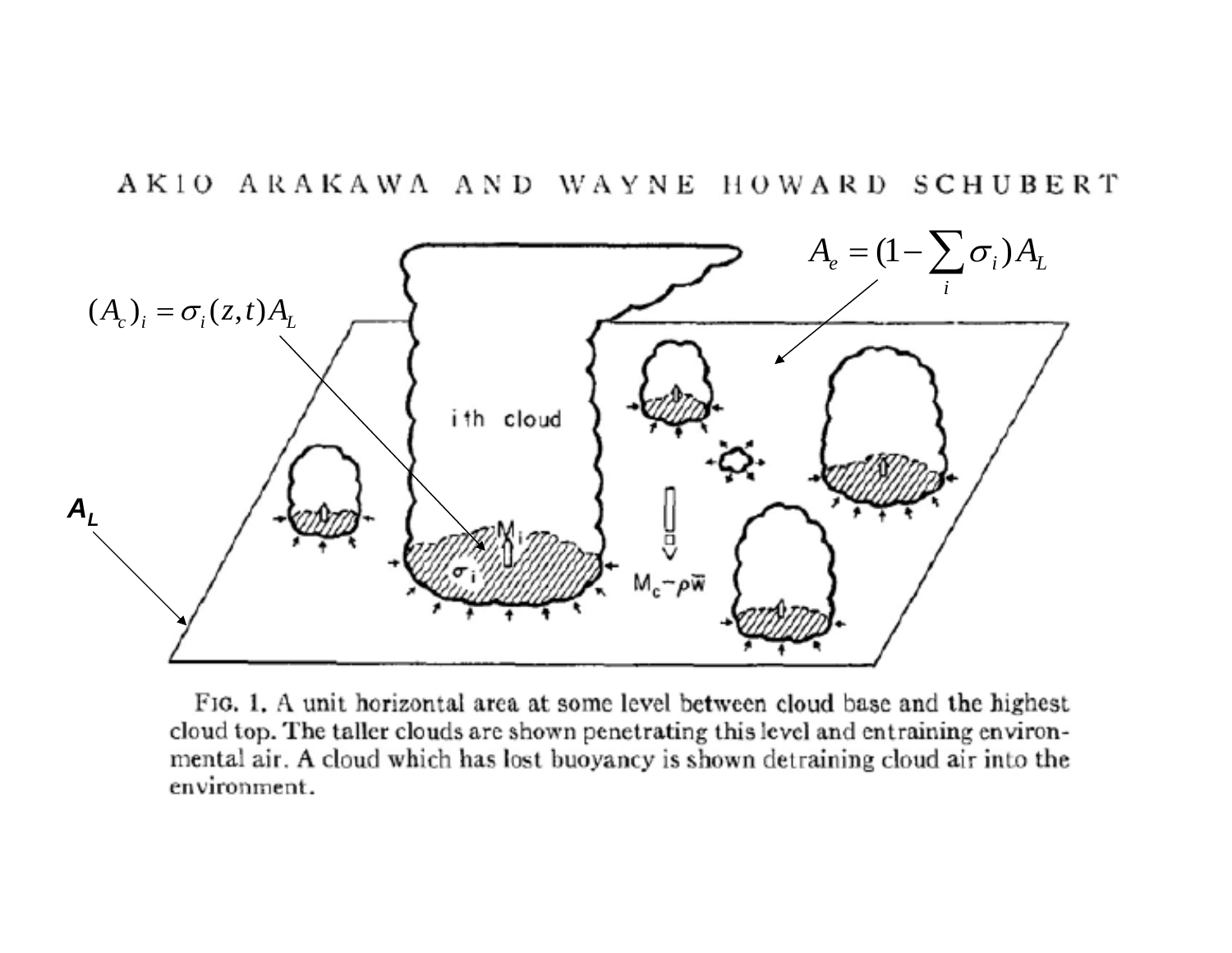AKIO ARAKAWA AND WAYNE HOWARD SCHUBERT

$$A_e = (1 - \sum_i \sigma_i) A_L$$

$$(A_c)_i = \sigma_i(z,t) A_L$$

$A_L$

i th cloud

$M_i$

$\sigma_i$

$M_c - \rho\bar{w}$

FIG. 1. A unit horizontal area at some level between cloud base and the highest cloud top. The taller clouds are shown penetrating this level and entraining environmental air. A cloud which has lost buoyancy is shown detraining cloud air into the environment.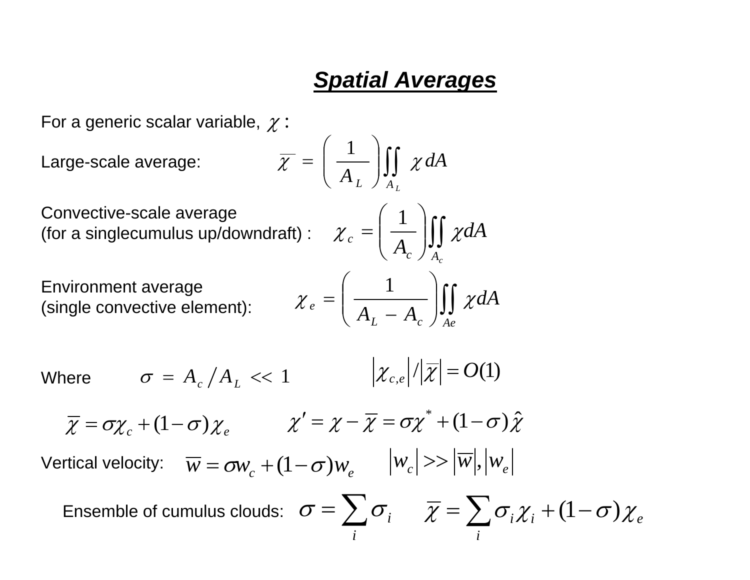# *Spatial Averages*

For a generic scalar variable, $\chi$ :

Large-scale average: $$\overline{\chi} = \left(\frac{1}{A_L}\right)\iint_{A_L} \chi \, dA$$

Convective-scale average
(for a singlecumulus up/downdraft) : $$\chi_c = \left(\frac{1}{A_c}\right)\iint_{A_c} \chi \, dA$$

Environment average
(single convective element): $$\chi_e = \left(\frac{1}{A_L - A_c}\right)\iint_{Ae} \chi \, dA$$

Where $\sigma = A_c / A_L << 1$ $\qquad \left|\chi_{c,e}\right| / \left|\overline{\chi}\right| = O(1)$

$$\overline{\chi} = \sigma\chi_c + (1-\sigma)\chi_e \qquad \chi' = \chi - \overline{\chi} = \sigma\chi^* + (1-\sigma)\hat{\chi}$$

Vertical velocity: $\overline{w} = \sigma w_c + (1-\sigma) w_e \qquad \left|w_c\right| >> \left|\overline{w}\right|, \left|w_e\right|$

Ensemble of cumulus clouds: $\sigma = \sum_i \sigma_i \qquad \overline{\chi} = \sum_i \sigma_i \chi_i + (1-\sigma)\chi_e$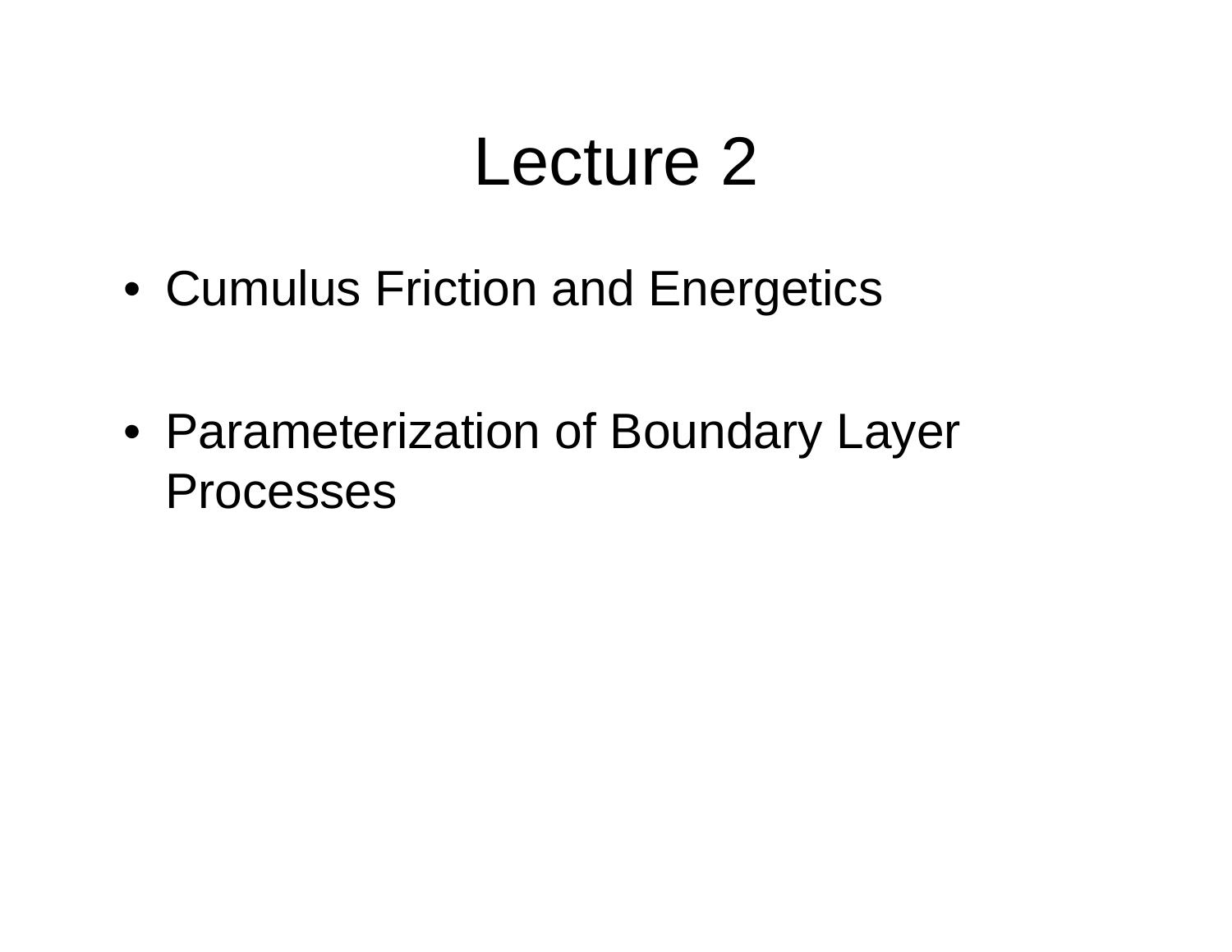# Lecture 2

- Cumulus Friction and Energetics

- Parameterization of Boundary Layer Processes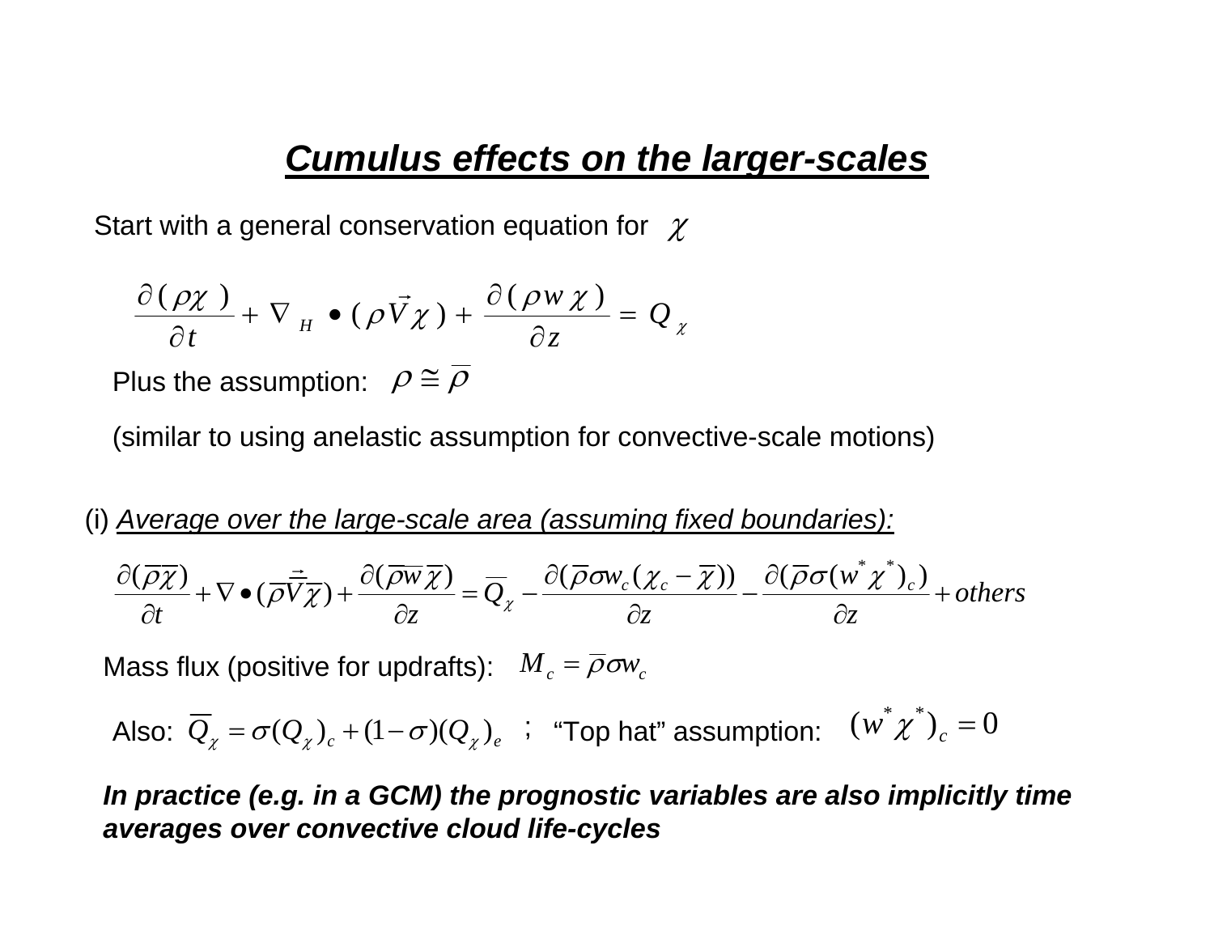# ***Cumulus effects on the larger-scales***

Start with a general conservation equation for $\chi$

$$\frac{\partial(\rho\chi)}{\partial t} + \nabla_H \bullet (\rho \vec{V} \chi) + \frac{\partial(\rho w \chi)}{\partial z} = Q_\chi$$

Plus the assumption: $\rho \cong \overline{\rho}$

(similar to using anelastic assumption for convective-scale motions)

(i) *Average over the large-scale area (assuming fixed boundaries):*

$$\frac{\partial(\overline{\rho}\overline{\chi})}{\partial t} + \nabla \bullet (\overline{\rho}\overline{\vec{V}}\overline{\chi}) + \frac{\partial(\overline{\rho}\overline{w}\overline{\chi})}{\partial z} = \overline{Q}_\chi - \frac{\partial(\overline{\rho}\sigma w_c(\chi_c - \overline{\chi}))}{\partial z} - \frac{\partial(\overline{\rho}\sigma(w^*\chi^*)_c)}{\partial z} + others$$

Mass flux (positive for updrafts): $M_c = \overline{\rho}\sigma w_c$

Also: $\overline{Q}_\chi = \sigma(Q_\chi)_c + (1-\sigma)(Q_\chi)_e$ ; "Top hat" assumption: $(w^*\chi^*)_c = 0$

***In practice (e.g. in a GCM) the prognostic variables are also implicitly time averages over convective cloud life-cycles***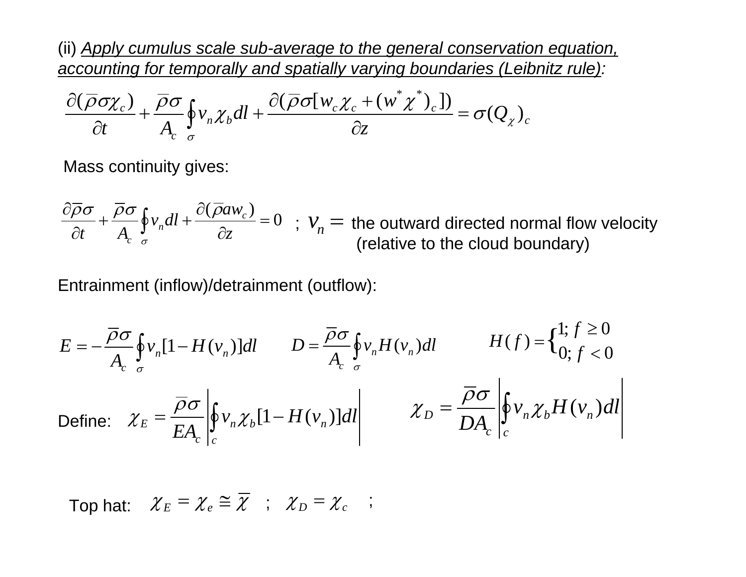(ii) *Apply cumulus scale sub-average to the general conservation equation, accounting for temporally and spatially varying boundaries (Leibnitz rule)*:

$$\frac{\partial(\bar{\rho}\sigma\chi_c)}{\partial t} + \frac{\bar{\rho}\sigma}{A_c}\oint_{\sigma} v_n \chi_b \, dl + \frac{\partial(\bar{\rho}\sigma[w_c\chi_c + (w^*\chi^*)_c])}{\partial z} = \sigma(Q_\chi)_c$$

Mass continuity gives:

$$\frac{\partial\bar{\rho}\sigma}{\partial t} + \frac{\bar{\rho}\sigma}{A_c}\oint_{\sigma} v_n \, dl + \frac{\partial(\bar{\rho}a w_c)}{\partial z} = 0$$

; $v_n =$ the outward directed normal flow velocity (relative to the cloud boundary)

Entrainment (inflow)/detrainment (outflow):

$$E = -\frac{\bar{\rho}\sigma}{A_c}\oint_{\sigma} v_n[1 - H(v_n)]\, dl \qquad D = \frac{\bar{\rho}\sigma}{A_c}\oint_{\sigma} v_n H(v_n)\, dl \qquad H(f) = \begin{cases} 1; & f \geq 0 \\ 0; & f < 0 \end{cases}$$

Define:

$$\chi_E = \frac{\bar{\rho}\sigma}{E A_c}\left|\oint_{c} v_n \chi_b [1 - H(v_n)]\, dl\right| \qquad \chi_D = \frac{\bar{\rho}\sigma}{D A_c}\left|\oint_{c} v_n \chi_b H(v_n)\, dl\right|$$

Top hat: $\chi_E = \chi_e \cong \bar{\chi}$ ; $\chi_D = \chi_c$ ;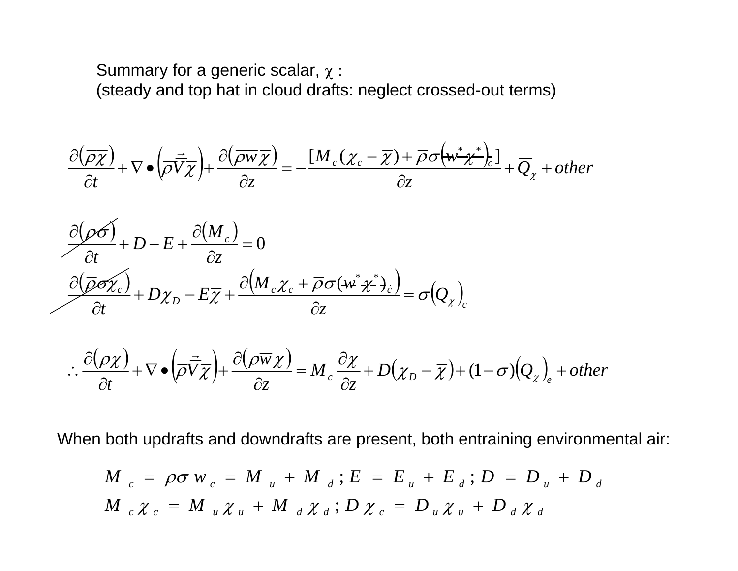Summary for a generic scalar, $\chi$ :
(steady and top hat in cloud drafts: neglect crossed-out terms)

$$\frac{\partial\left(\overline{\rho\chi}\right)}{\partial t}+\nabla\bullet\left(\overline{\rho}\overline{\vec{V}}\overline{\chi}\right)+\frac{\partial\left(\overline{\rho}\overline{w}\overline{\chi}\right)}{\partial z}=-\frac{\partial[M_c(\chi_c-\overline{\chi})+\overline{\rho}\sigma\left(\cancel{w^*\chi^*}\right)_c]}{\partial z}+\overline{Q_\chi}+other$$

$$\cancel{\frac{\partial\left(\overline{\rho}\sigma\right)}{\partial t}}+D-E+\frac{\partial\left(M_c\right)}{\partial z}=0$$

$$\cancel{\frac{\partial\left(\overline{\rho}\sigma\chi_c\right)}{\partial t}}+D\chi_D-E\overline{\chi}+\frac{\partial\left(M_c\chi_c+\overline{\rho}\sigma\left(\cancel{w^*\chi^*}\right)_c\right)}{\partial z}=\sigma\left(Q_\chi\right)_c$$

$$\therefore\frac{\partial\left(\overline{\rho\chi}\right)}{\partial t}+\nabla\bullet\left(\overline{\rho}\overline{\vec{V}}\overline{\chi}\right)+\frac{\partial\left(\overline{\rho}\overline{w}\overline{\chi}\right)}{\partial z}=M_c\frac{\partial\overline{\chi}}{\partial z}+D\left(\chi_D-\overline{\chi}\right)+(1-\sigma)\left(Q_\chi\right)_e+other$$

When both updrafts and downdrafts are present, both entraining environmental air:

$$M_c=\rho\sigma w_c=M_u+M_d\,;\,E=E_u+E_d\,;\,D=D_u+D_d$$

$$M_c\chi_c=M_u\chi_u+M_d\chi_d\,;\,D\chi_c=D_u\chi_u+D_d\chi_d$$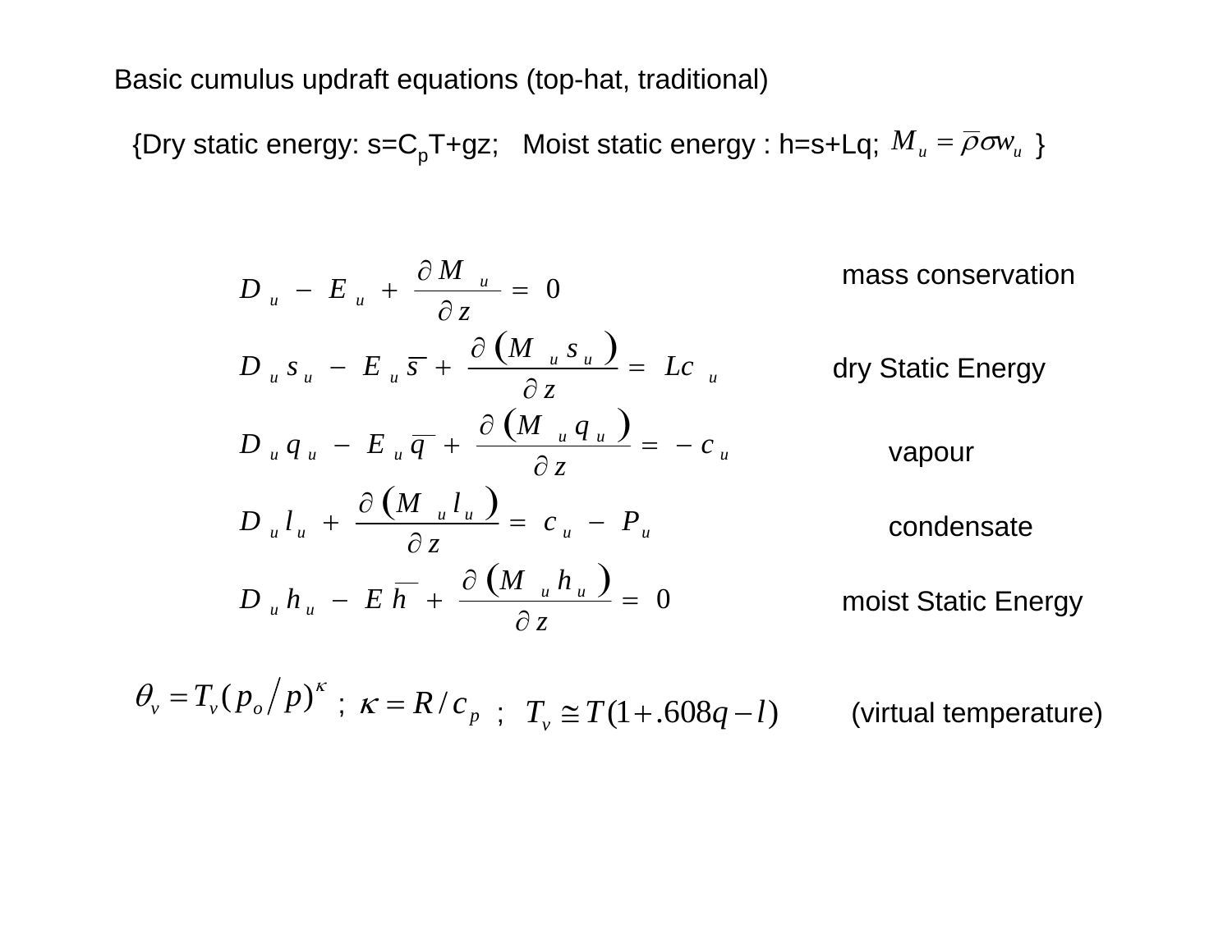Basic cumulus updraft equations (top-hat, traditional)

{Dry static energy: $s=C_pT+gz$; Moist static energy : $h=s+Lq$; $M_u = \bar{\rho}\sigma w_u$ }

$$D_u - E_u + \frac{\partial M_u}{\partial z} = 0$$ mass conservation

$$D_u s_u - E_u \bar{s} + \frac{\partial (M_u s_u)}{\partial z} = Lc_u$$ dry Static Energy

$$D_u q_u - E_u \bar{q} + \frac{\partial (M_u q_u)}{\partial z} = -c_u$$ vapour

$$D_u l_u + \frac{\partial (M_u l_u)}{\partial z} = c_u - P_u$$ condensate

$$D_u h_u - E \bar{h} + \frac{\partial (M_u h_u)}{\partial z} = 0$$ moist Static Energy

$\theta_v = T_v (p_o / p)^{\kappa}$ ; $\kappa = R/c_p$ ; $T_v \cong T(1+.608q-l)$ (virtual temperature)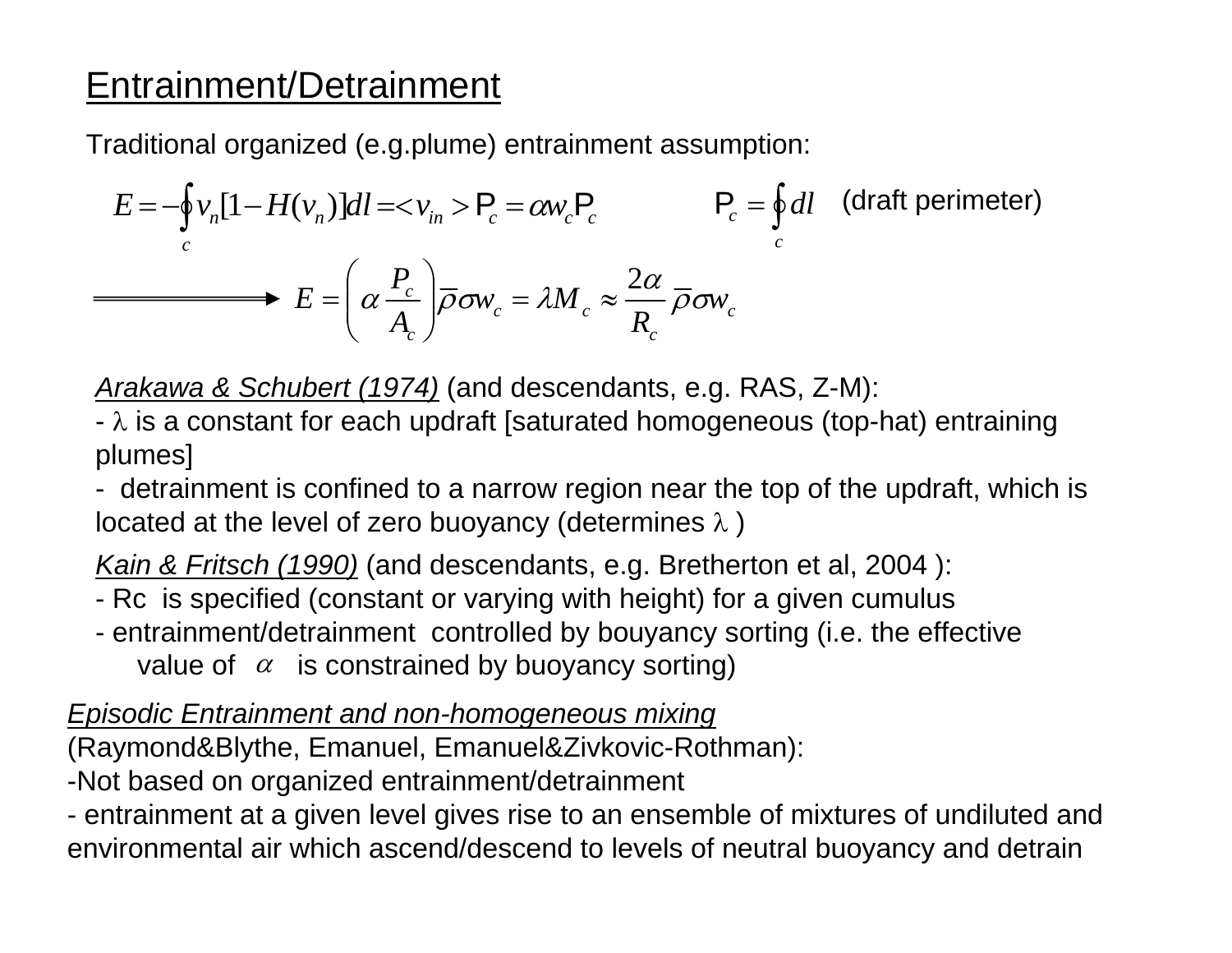# Entrainment/Detrainment

Traditional organized (e.g.plume) entrainment assumption:

$$E = -\oint_c v_n[1 - H(v_n)]dl = \langle v_{in} \rangle \mathrm{P}_c = \alpha w_c \mathrm{P}_c \qquad \mathrm{P}_c = \oint_c dl \quad \text{(draft perimeter)}$$

$$\Longrightarrow \quad E = \left( \alpha \frac{P_c}{A_c} \right) \bar{\rho} \sigma w_c = \lambda M_c \approx \frac{2\alpha}{R_c} \bar{\rho} \sigma w_c$$

*Arakawa & Schubert (1974)* (and descendants, e.g. RAS, Z-M):

- $\lambda$ is a constant for each updraft [saturated homogeneous (top-hat) entraining plumes]
- detrainment is confined to a narrow region near the top of the updraft, which is located at the level of zero buoyancy (determines $\lambda$ )

*Kain & Fritsch (1990)* (and descendants, e.g. Bretherton et al, 2004 ):

- Rc is specified (constant or varying with height) for a given cumulus
- entrainment/detrainment controlled by bouyancy sorting (i.e. the effective value of $\alpha$ is constrained by buoyancy sorting)

*Episodic Entrainment and non-homogeneous mixing*
(Raymond&Blythe, Emanuel, Emanuel&Zivkovic-Rothman):

- Not based on organized entrainment/detrainment
- entrainment at a given level gives rise to an ensemble of mixtures of undiluted and environmental air which ascend/descend to levels of neutral buoyancy and detrain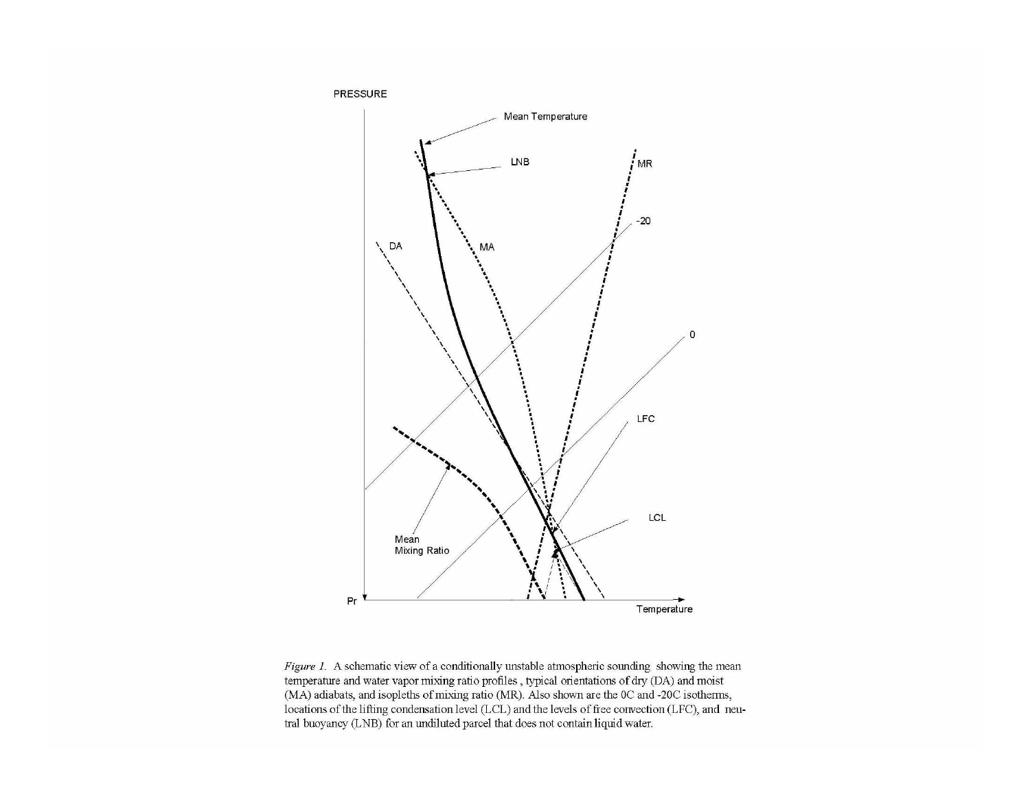*Figure 1.* A schematic view of a conditionally unstable atmospheric sounding showing the mean temperature and water vapor mixing ratio profiles , typical orientations of dry (DA) and moist (MA) adiabats, and isopleths of mixing ratio (MR). Also shown are the 0C and -20C isotherms, locations of the lifting condensation level (LCL) and the levels of free convection (LFC), and neutral buoyancy (LNB) for an undiluted parcel that does not contain liquid water.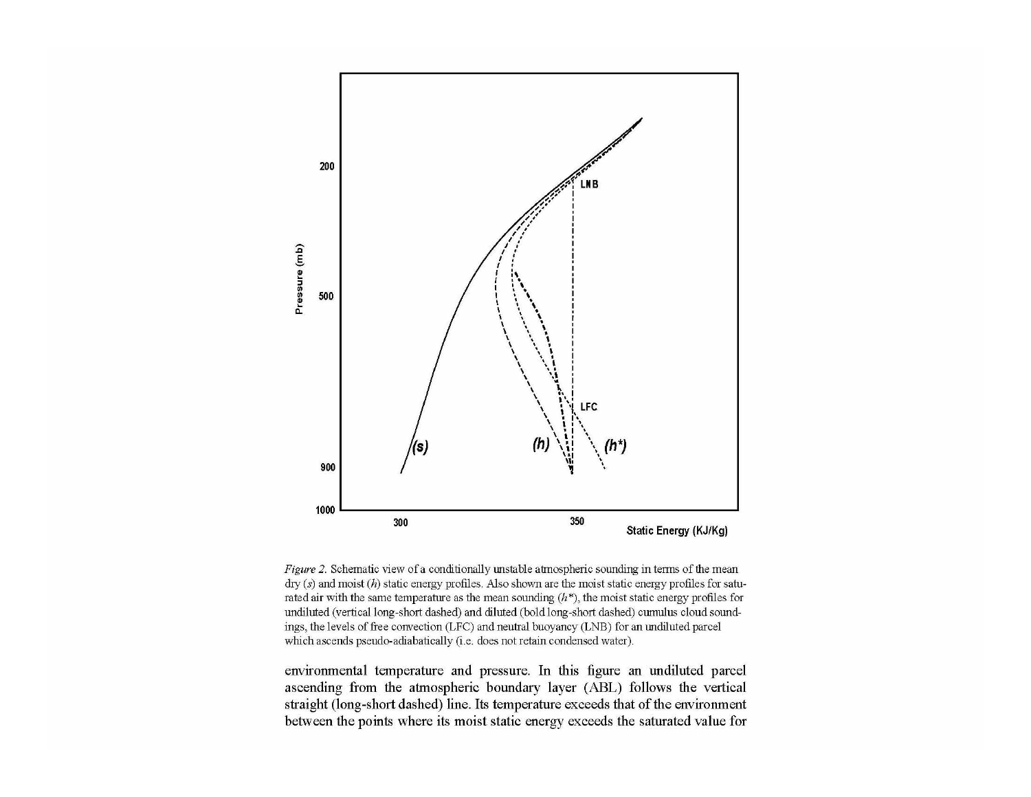*Figure 2.* Schematic view of a conditionally unstable atmospheric sounding in terms of the mean dry ($s$) and moist ($h$) static energy profiles. Also shown are the moist static energy profiles for saturated air with the same temperature as the mean sounding ($h^*$), the moist static energy profiles for undiluted (vertical long-short dashed) and diluted (bold long-short dashed) cumulus cloud soundings, the levels of free convection (LFC) and neutral buoyancy (LNB) for an undiluted parcel which ascends pseudo-adiabatically (i.e. does not retain condensed water).

environmental temperature and pressure. In this figure an undiluted parcel ascending from the atmospheric boundary layer (ABL) follows the vertical straight (long-short dashed) line. Its temperature exceeds that of the environment between the points where its moist static energy exceeds the saturated value for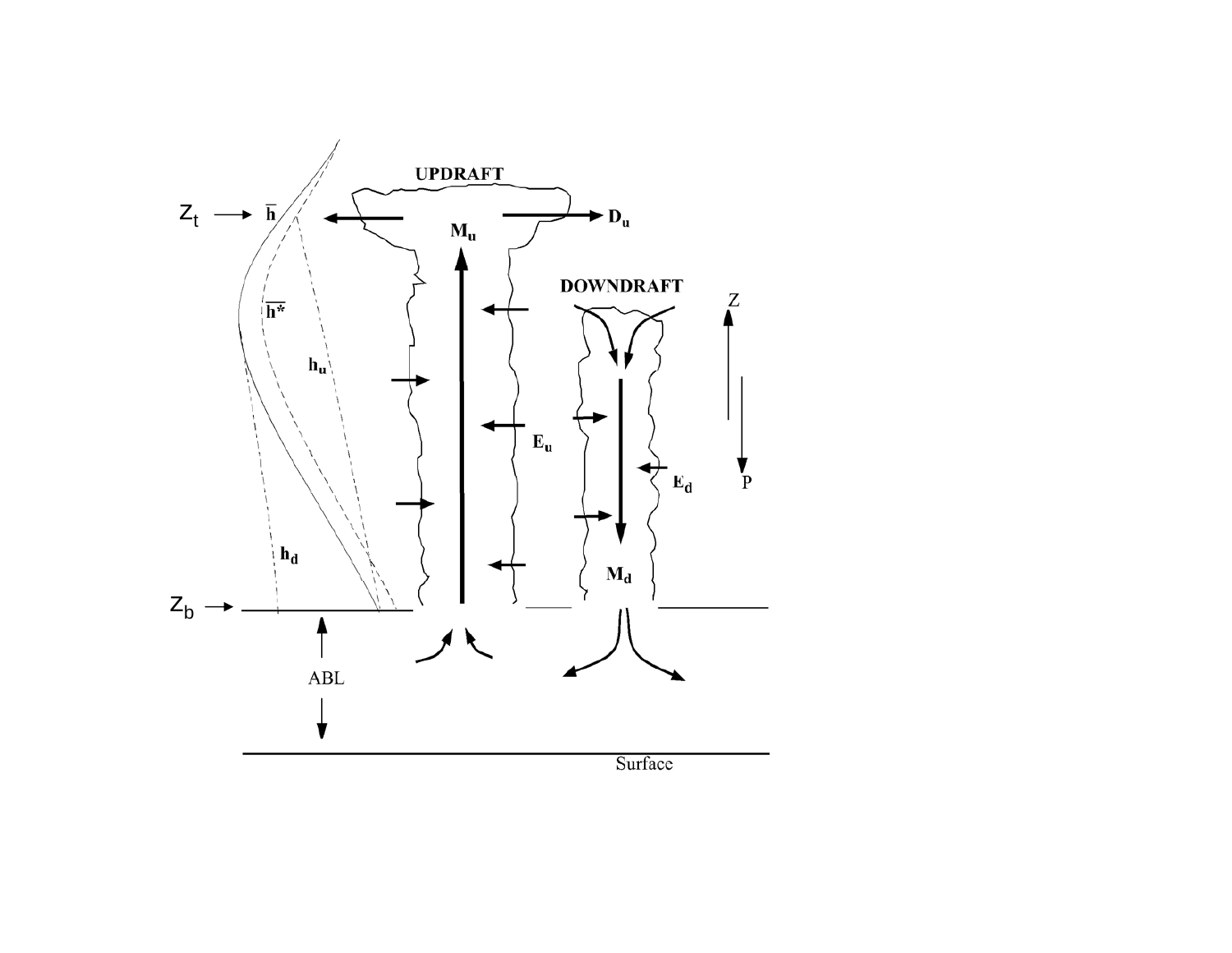UPDRAFT

$Z_t$ → $\bar{h}$

$M_u$

$D_u$

DOWNDRAFT

Z

$\overline{h^*}$

$h_u$

$E_u$

$E_d$

P

$h_d$

$M_d$

$Z_b$ →

ABL

Surface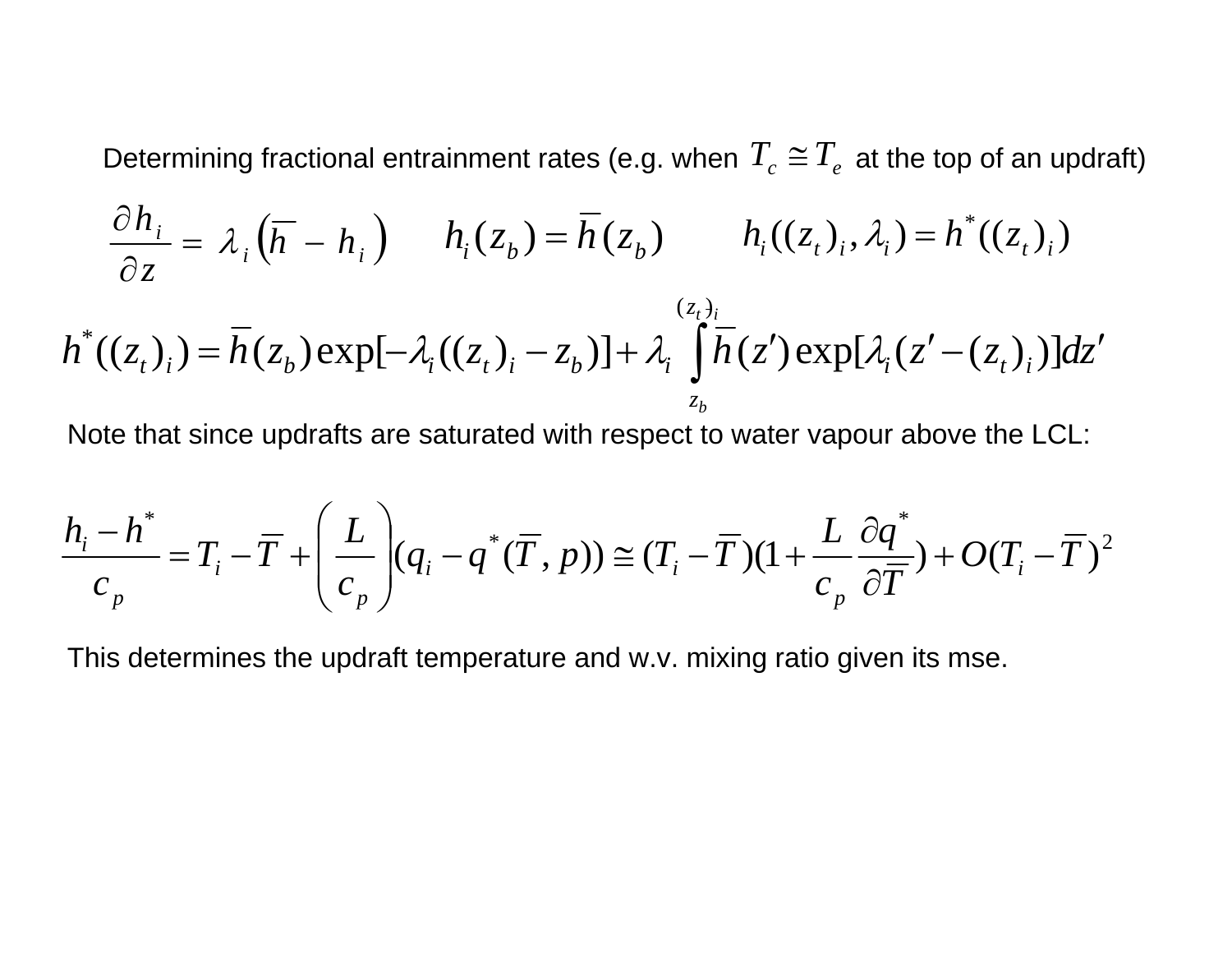Determining fractional entrainment rates (e.g. when $T_c \cong T_e$ at the top of an updraft)

$$\frac{\partial h_i}{\partial z} = \lambda_i \left( \overline{h} - h_i \right) \qquad h_i(z_b) = \overline{h}(z_b) \qquad h_i((z_t)_i, \lambda_i) = h^*((z_t)_i)$$

$$h^*((z_t)_i) = \overline{h}(z_b) \exp[-\lambda_i((z_t)_i - z_b)] + \lambda_i \int_{z_b}^{(z_t)_i} \overline{h}(z') \exp[\lambda_i (z' - (z_t)_i)] dz'$$

Note that since updrafts are saturated with respect to water vapour above the LCL:

$$\frac{h_i - h^*}{c_p} = T_i - \overline{T} + \left( \frac{L}{c_p} \right) (q_i - q^*(\overline{T}, p)) \cong (T_i - \overline{T})(1 + \frac{L}{c_p} \frac{\partial q^*}{\partial \overline{T}}) + O(T_i - \overline{T})^2$$

This determines the updraft temperature and w.v. mixing ratio given its mse.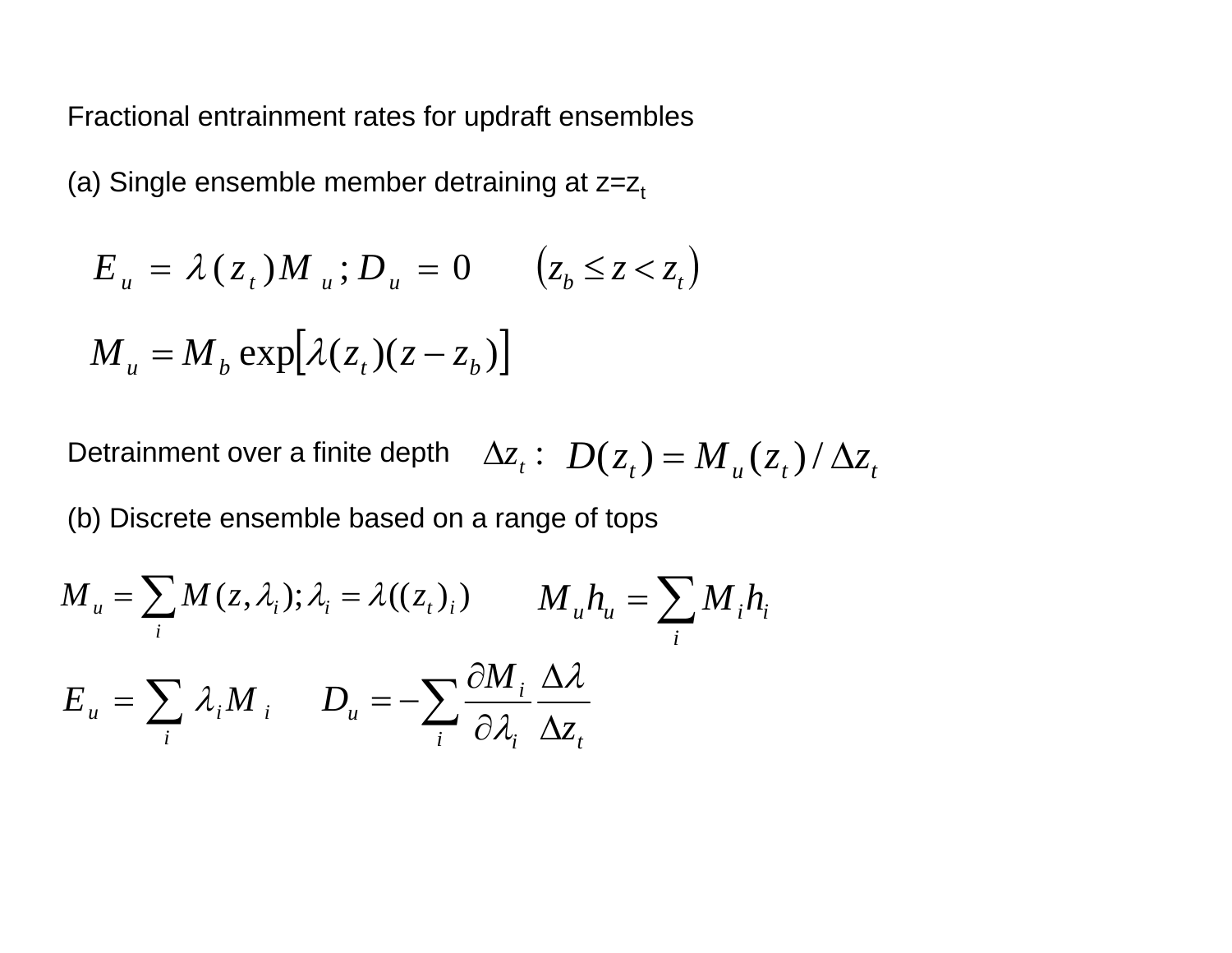Fractional entrainment rates for updraft ensembles

(a) Single ensemble member detraining at $z=z_t$

$$E_u = \lambda(z_t) M_u ; D_u = 0 \qquad (z_b \le z < z_t)$$

$$M_u = M_b \exp\left[\lambda(z_t)(z - z_b)\right]$$

Detraining over a finite depth $\Delta z_t$ : $D(z_t) = M_u(z_t) / \Delta z_t$

(b) Discrete ensemble based on a range of tops

$$M_u = \sum_i M(z, \lambda_i); \lambda_i = \lambda((z_t)_i) \qquad M_u h_u = \sum_i M_i h_i$$

$$E_u = \sum_i \lambda_i M_i \qquad D_u = -\sum_i \frac{\partial M_i}{\partial \lambda_i} \frac{\Delta \lambda}{\Delta z_t}$$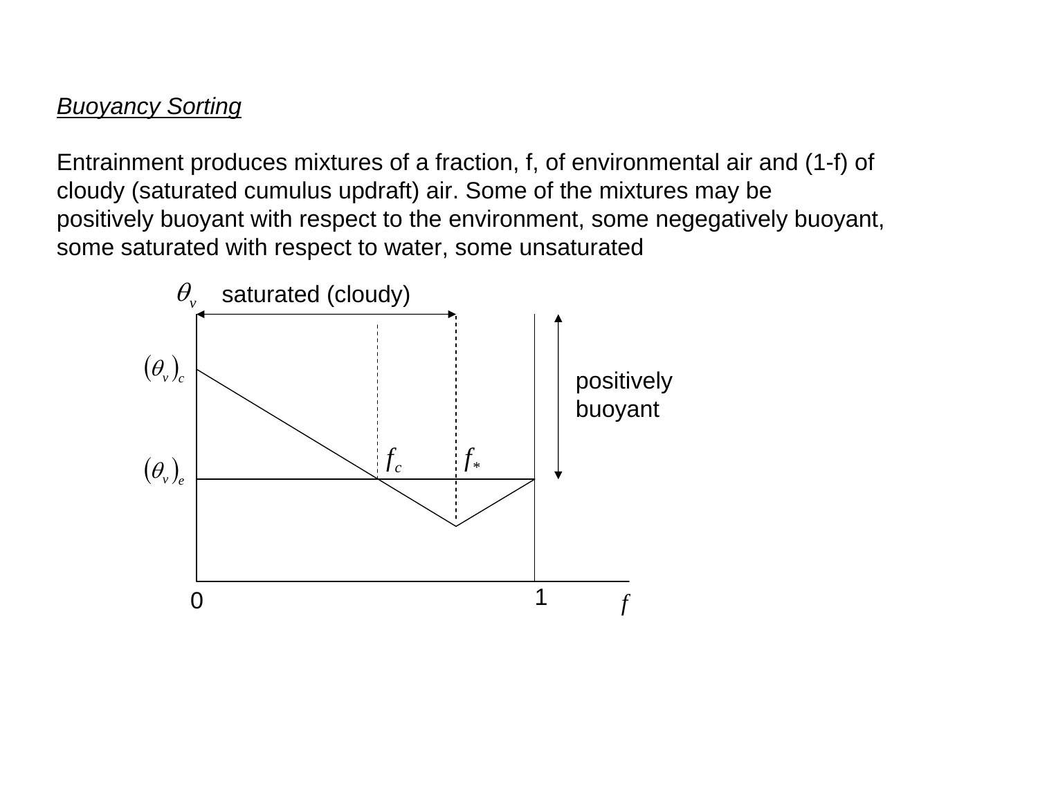*Buoyancy Sorting*

Entrainment produces mixtures of a fraction, f, of environmental air and (1-f) of cloudy (saturated cumulus updraft) air. Some of the mixtures may be positively buoyant with respect to the environment, some negegatively buoyant, some saturated with respect to water, some unsaturated

$\theta_v$ saturated (cloudy)

$(\theta_v)_c$

positively buoyant

$f_c$ $f_*$

$(\theta_v)_e$

0 1 $f$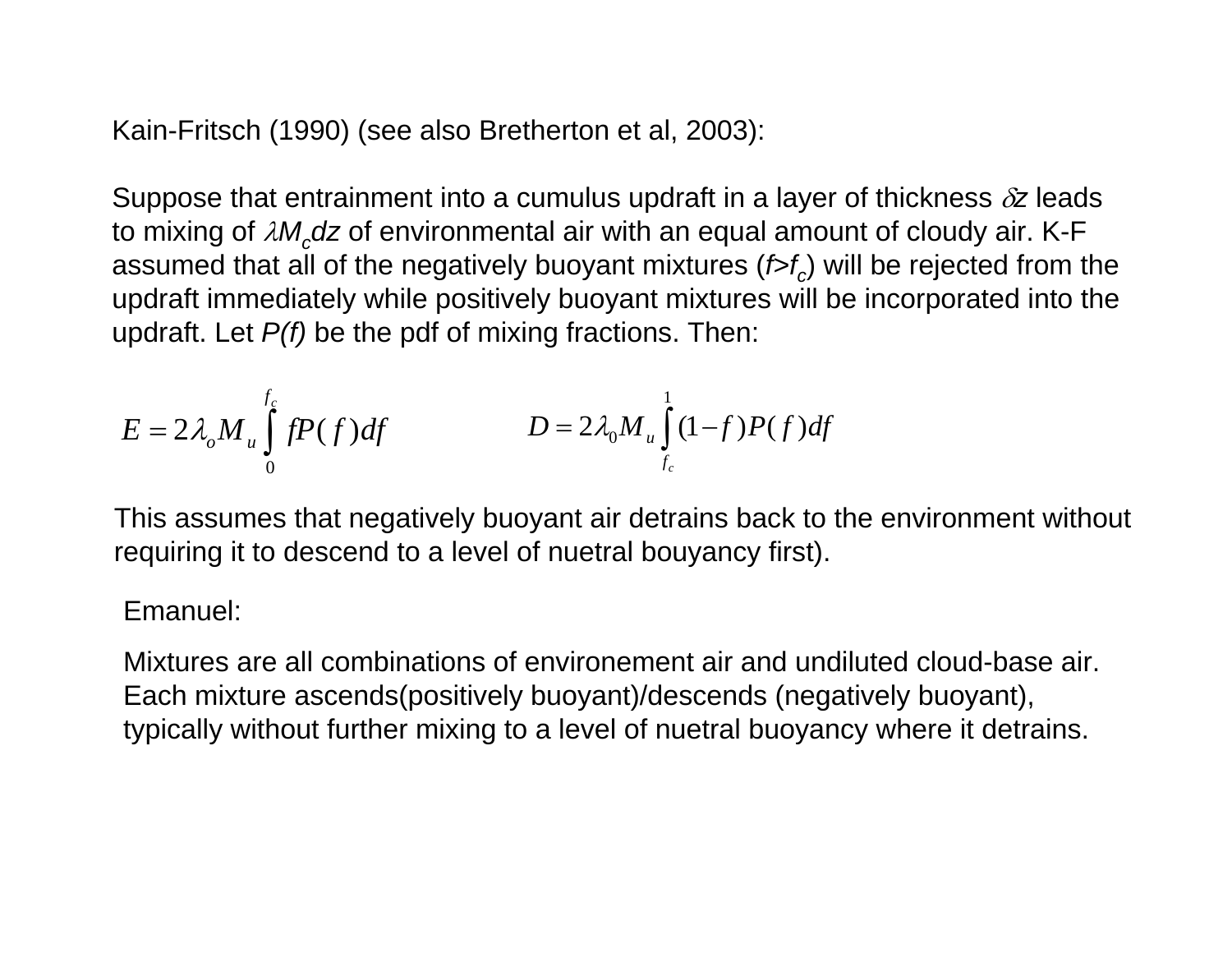Kain-Fritsch (1990) (see also Bretherton et al, 2003):

Suppose that entrainment into a cumulus updraft in a layer of thickness $\delta z$ leads to mixing of $\lambda M_c dz$ of environmental air with an equal amount of cloudy air. K-F assumed that all of the negatively buoyant mixtures ($f > f_c$) will be rejected from the updraft immediately while positively buoyant mixtures will be incorporated into the updraft. Let $P(f)$ be the pdf of mixing fractions. Then:

$$E = 2\lambda_o M_u \int_0^{f_c} f P(f) df \qquad\qquad D = 2\lambda_0 M_u \int_{f_c}^{1} (1-f) P(f) df$$

This assumes that negatively buoyant air detrains back to the environment without requiring it to descend to a level of nuetral bouyancy first).

Emanuel:

Mixtures are all combinations of environement air and undiluted cloud-base air. Each mixture ascends(positively buoyant)/descends (negatively buoyant), typically without further mixing to a level of nuetral buoyancy where it detrains.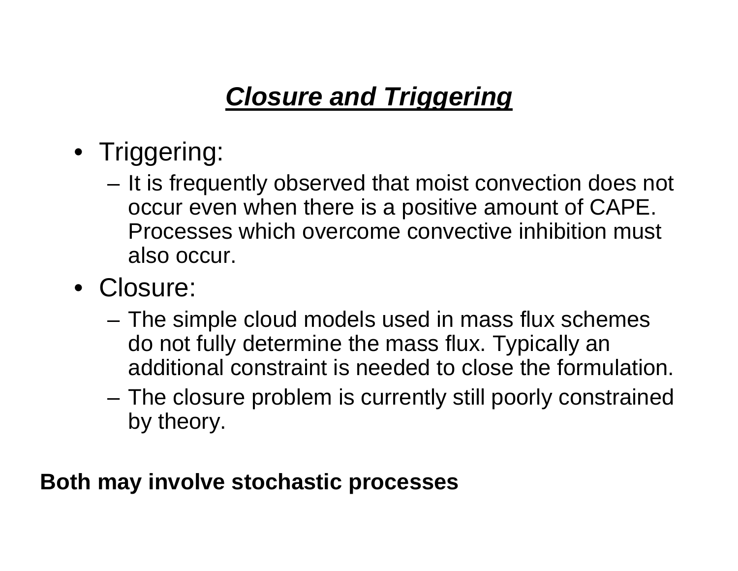# ***Closure and Triggering***

- Triggering:
  - It is frequently observed that moist convection does not occur even when there is a positive amount of CAPE. Processes which overcome convective inhibition must also occur.
- Closure:
  - The simple cloud models used in mass flux schemes do not fully determine the mass flux. Typically an additional constraint is needed to close the formulation.
  - The closure problem is currently still poorly constrained by theory.

**Both may involve stochastic processes**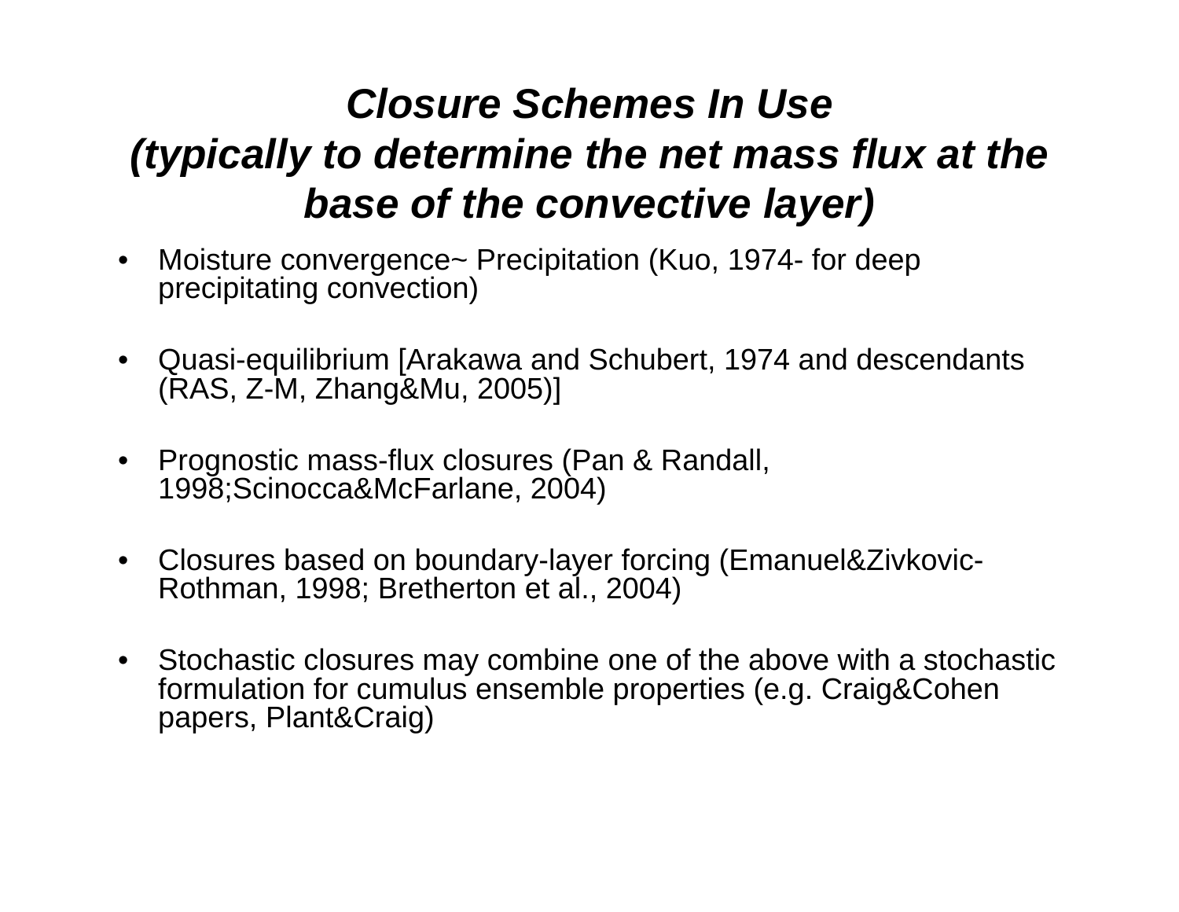# *Closure Schemes In Use (typically to determine the net mass flux at the base of the convective layer)*

- Moisture convergence~ Precipitation (Kuo, 1974- for deep precipitating convection)
- Quasi-equilibrium [Arakawa and Schubert, 1974 and descendants (RAS, Z-M, Zhang&Mu, 2005)]
- Prognostic mass-flux closures (Pan & Randall, 1998;Scinocca&McFarlane, 2004)
- Closures based on boundary-layer forcing (Emanuel&Zivkovic-Rothman, 1998; Bretherton et al., 2004)
- Stochastic closures may combine one of the above with a stochastic formulation for cumulus ensemble properties (e.g. Craig&Cohen papers, Plant&Craig)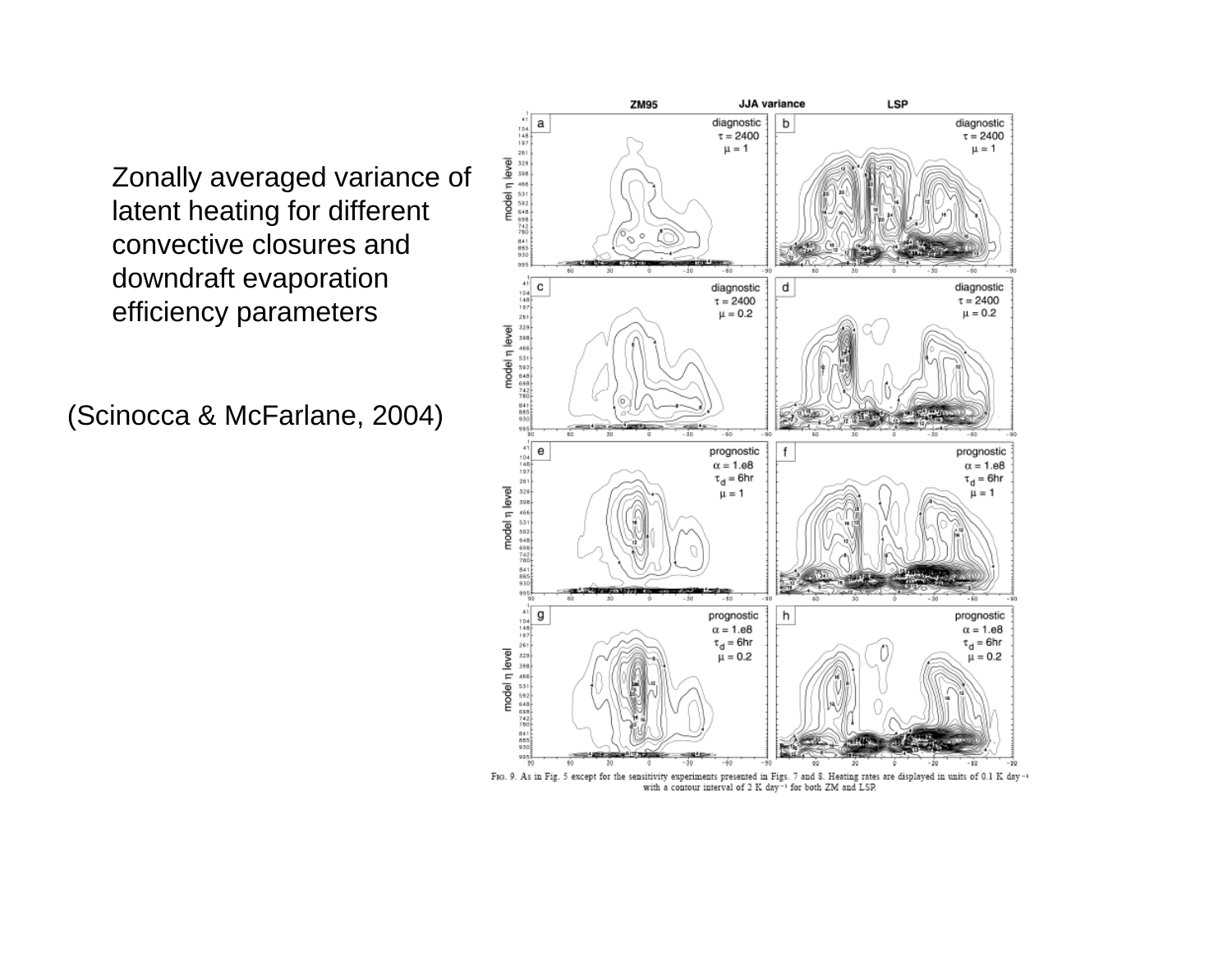Zonally averaged variance of latent heating for different convective closures and downdraft evaporation efficiency parameters

(Scinocca & McFarlane, 2004)

ZM95 JJA variance LSP

FIG. 9. As in Fig. 5 except for the sensitivity experiments presented in Figs. 7 and 8. Heating rates are displayed in units of 0.1 K day$^{-1}$ with a contour interval of 2 K day$^{-1}$ for both ZM and LSP.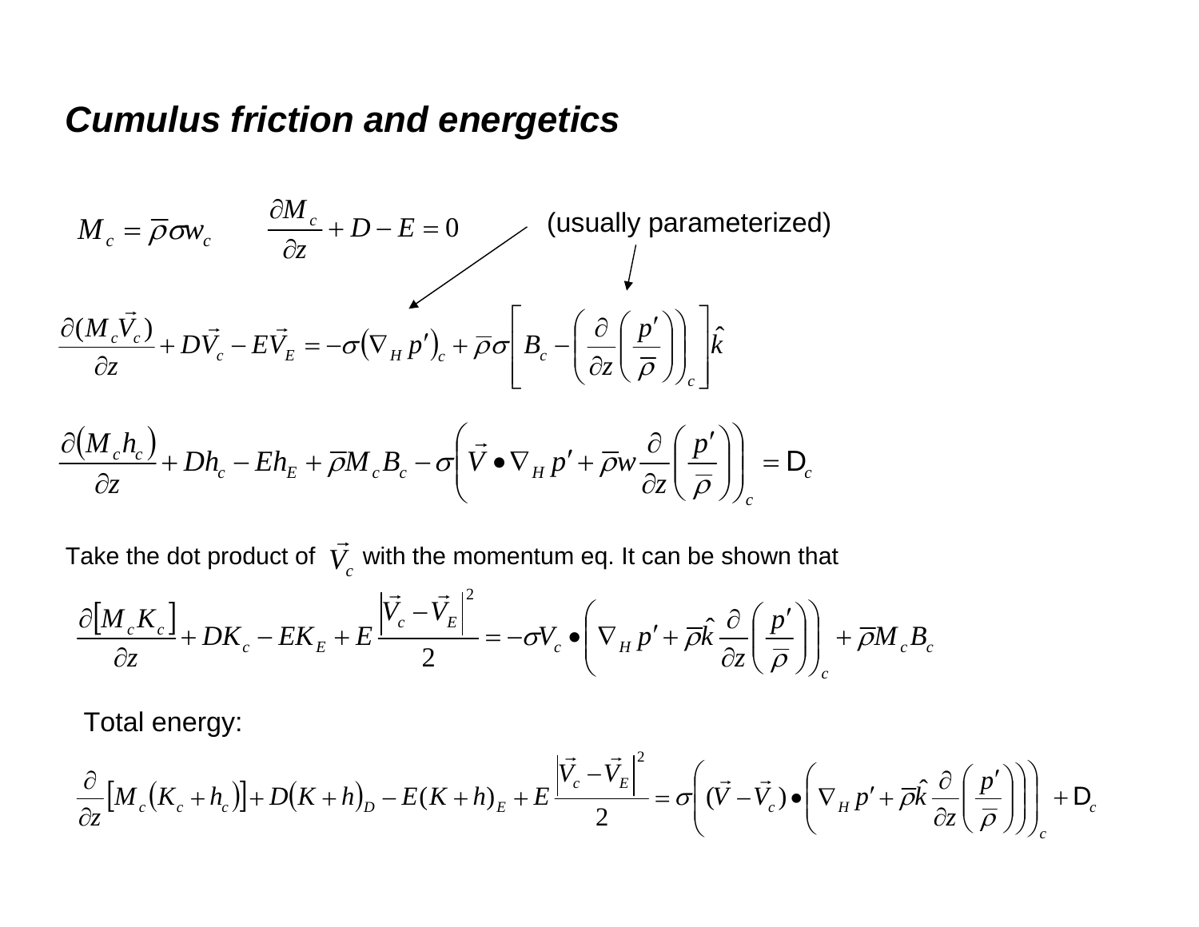## *Cumulus friction and energetics*

$$M_c = \bar{\rho}\sigma w_c \qquad \frac{\partial M_c}{\partial z} + D - E = 0$$

(usually parameterized)

$$\frac{\partial (M_c \vec{V}_c)}{\partial z} + D\vec{V}_c - E\vec{V}_E = -\sigma\left(\nabla_H p'\right)_c + \bar{\rho}\sigma\left[ B_c - \left(\frac{\partial}{\partial z}\left(\frac{p'}{\bar{\rho}}\right)\right)_c \right]\hat{k}$$

$$\frac{\partial \left(M_c h_c\right)}{\partial z} + Dh_c - Eh_E + \bar{\rho} M_c B_c - \sigma\left(\vec{V} \bullet \nabla_H p' + \bar{\rho} w \frac{\partial}{\partial z}\left(\frac{p'}{\bar{\rho}}\right)\right)_c = \mathsf{D}_c$$

Take the dot product of $\vec{V}_c$ with the momentum eq. It can be shown that

$$\frac{\partial \left[M_c K_c\right]}{\partial z} + DK_c - EK_E + E\frac{\left|\vec{V}_c - \vec{V}_E\right|^2}{2} = -\sigma V_c \bullet \left(\nabla_H p' + \bar{\rho}\hat{k}\frac{\partial}{\partial z}\left(\frac{p'}{\bar{\rho}}\right)\right)_c + \bar{\rho} M_c B_c$$

Total energy:

$$\frac{\partial}{\partial z}\left[M_c\left(K_c + h_c\right)\right] + D\left(K + h\right)_D - E(K + h)_E + E\frac{\left|\vec{V}_c - \vec{V}_E\right|^2}{2} = \sigma\left((\vec{V} - \vec{V}_c) \bullet \left(\nabla_H p' + \bar{\rho}\hat{k}\frac{\partial}{\partial z}\left(\frac{p'}{\bar{\rho}}\right)\right)\right)_c + \mathsf{D}_c$$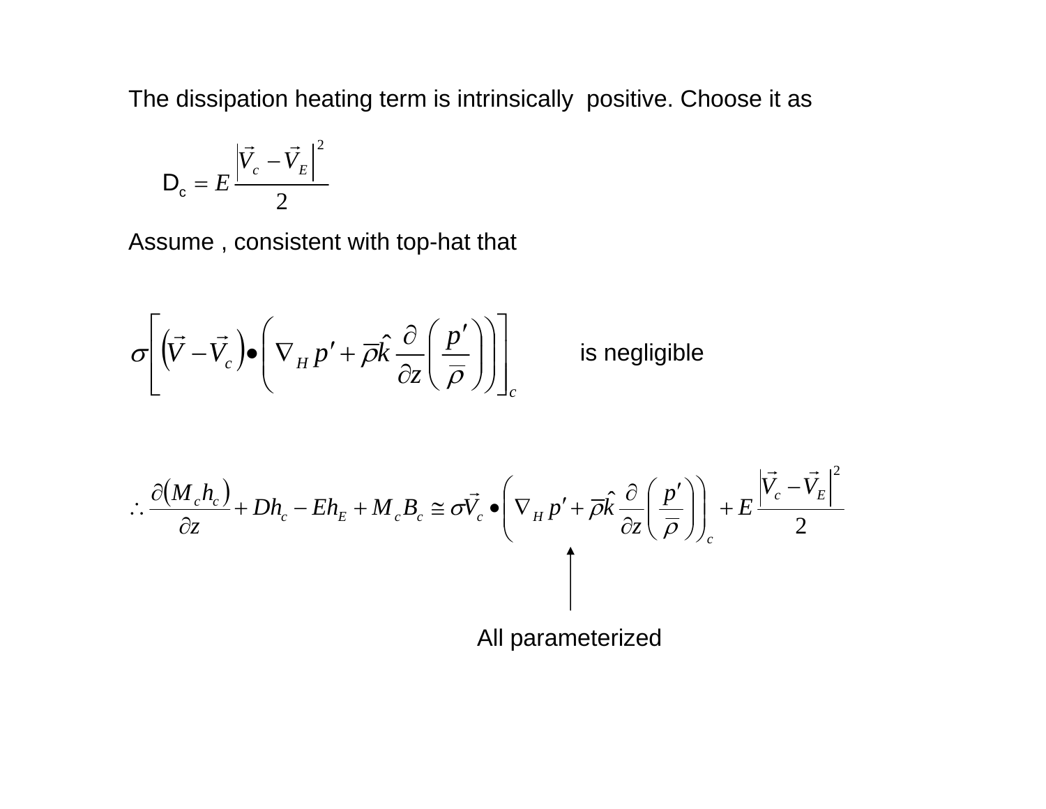The dissipation heating term is intrinsically positive. Choose it as

$$\mathrm{D_c} = E\,\frac{\left|\vec{V}_c - \vec{V}_E\right|^2}{2}$$

Assume , consistent with top-hat that

$$\sigma\left[\left(\vec{V} - \vec{V}_c\right)\bullet\left(\nabla_H p' + \bar{\rho}\hat{k}\,\frac{\partial}{\partial z}\left(\frac{p'}{\bar{\rho}}\right)\right)\right]_c \qquad \text{is negligible}$$

$$\therefore\ \frac{\partial\left(M_c h_c\right)}{\partial z} + Dh_c - Eh_E + M_c B_c \cong \sigma\vec{V}_c \bullet\left(\nabla_H p' + \bar{\rho}\hat{k}\,\frac{\partial}{\partial z}\left(\frac{p'}{\bar{\rho}}\right)\right)_c + E\,\frac{\left|\vec{V}_c - \vec{V}_E\right|^2}{2}$$

All parameterized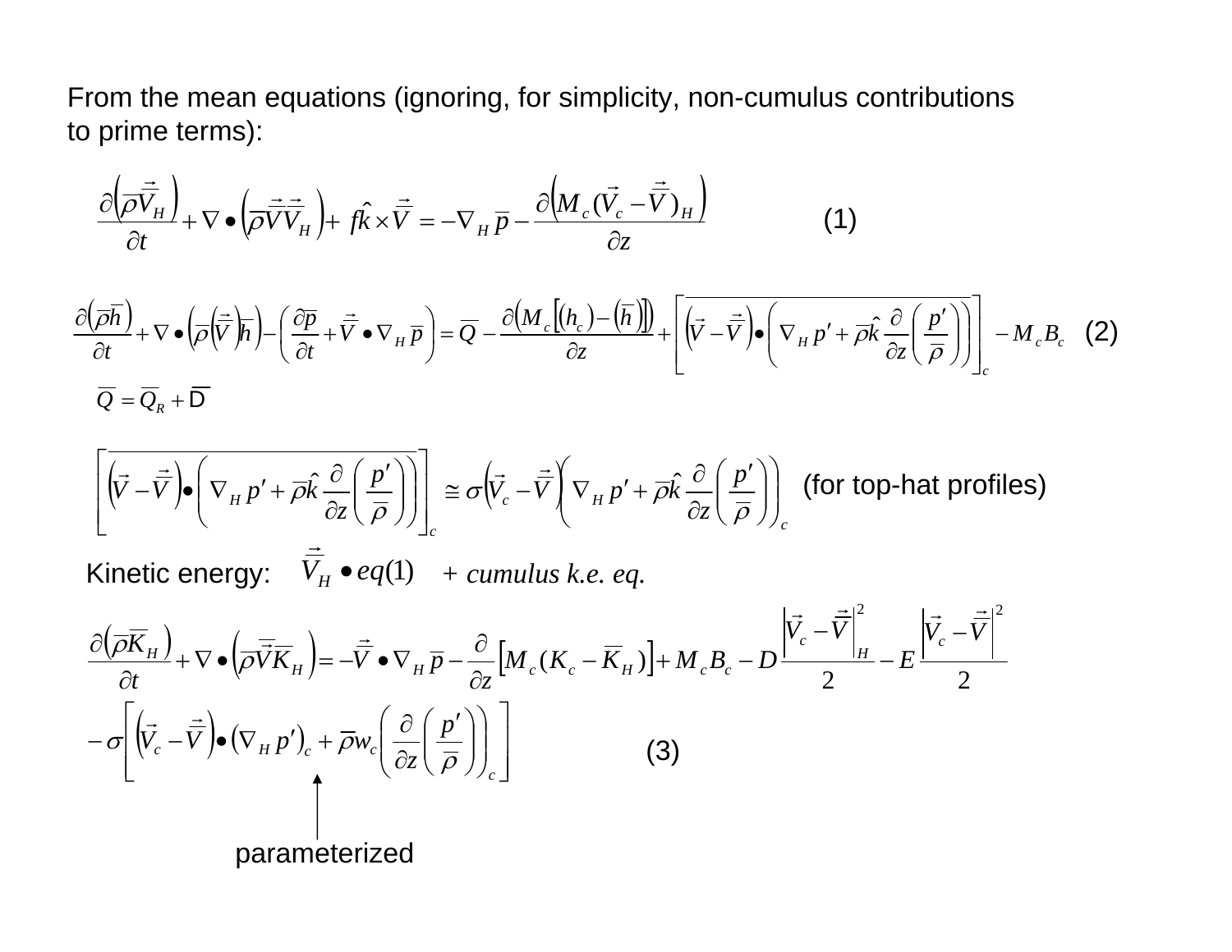From the mean equations (ignoring, for simplicity, non-cumulus contributions to prime terms):

$$\frac{\partial\left(\overline{\rho}\overline{\vec{V}}_H\right)}{\partial t}+\nabla\bullet\left(\overline{\rho}\overline{\vec{V}}\overline{\vec{V}}_H\right)+f\hat{k}\times\overline{\vec{V}}=-\nabla_H\overline{p}-\frac{\partial\left(M_c(\vec{V}_c-\overline{\vec{V}})_H\right)}{\partial z} \tag{1}$$

$$\frac{\partial\left(\overline{\rho}\overline{h}\right)}{\partial t}+\nabla\bullet\left(\overline{\rho}\left(\overline{\vec{V}}\right)\overline{h}\right)-\left(\frac{\partial\overline{p}}{\partial t}+\overline{\vec{V}}\bullet\nabla_H\overline{p}\right)=\overline{Q}-\frac{\partial\left(M_c\left[(h_c)-\left(\overline{h}\right)\right]\right)}{\partial z}+\left[\overline{\left(\vec{V}-\overline{\vec{V}}\right)\bullet\left(\nabla_H p'+\overline{\rho}\hat{k}\frac{\partial}{\partial z}\left(\frac{p'}{\overline{\rho}}\right)\right)}\right]_c-M_cB_c \tag{2}$$

$$\overline{Q}=\overline{Q}_R+\overline{D}$$

$$\left[\overline{\left(\vec{V}-\overline{\vec{V}}\right)\bullet\left(\nabla_H p'+\overline{\rho}\hat{k}\frac{\partial}{\partial z}\left(\frac{p'}{\overline{\rho}}\right)\right)}\right]_c\cong\sigma\left(\vec{V}_c-\overline{\vec{V}}\right)\left(\nabla_H p'+\overline{\rho}\hat{k}\frac{\partial}{\partial z}\left(\frac{p'}{\overline{\rho}}\right)\right)_c \quad \text{(for top-hat profiles)}$$

Kinetic energy: $\overline{\vec{V}}_H\bullet eq(1)$ $+$ *cumulus k.e. eq.*

$$\frac{\partial\left(\overline{\rho}\overline{K}_H\right)}{\partial t}+\nabla\bullet\left(\overline{\rho}\overline{\vec{V}}\overline{K}_H\right)=-\overline{\vec{V}}\bullet\nabla_H\overline{p}-\frac{\partial}{\partial z}\left[M_c(K_c-\overline{K}_H)\right]+M_cB_c-D\frac{\left|\vec{V}_c-\overline{\vec{V}}\right|_H^2}{2}-E\frac{\left|\vec{V}_c-\overline{\vec{V}}\right|^2}{2}$$

$$-\sigma\left[\left(\vec{V}_c-\overline{\vec{V}}\right)\bullet\left(\nabla_H p'\right)_c+\overline{\rho}w_c\left(\frac{\partial}{\partial z}\left(\frac{p'}{\overline{\rho}}\right)\right)_c\right] \tag{3}$$

parameterized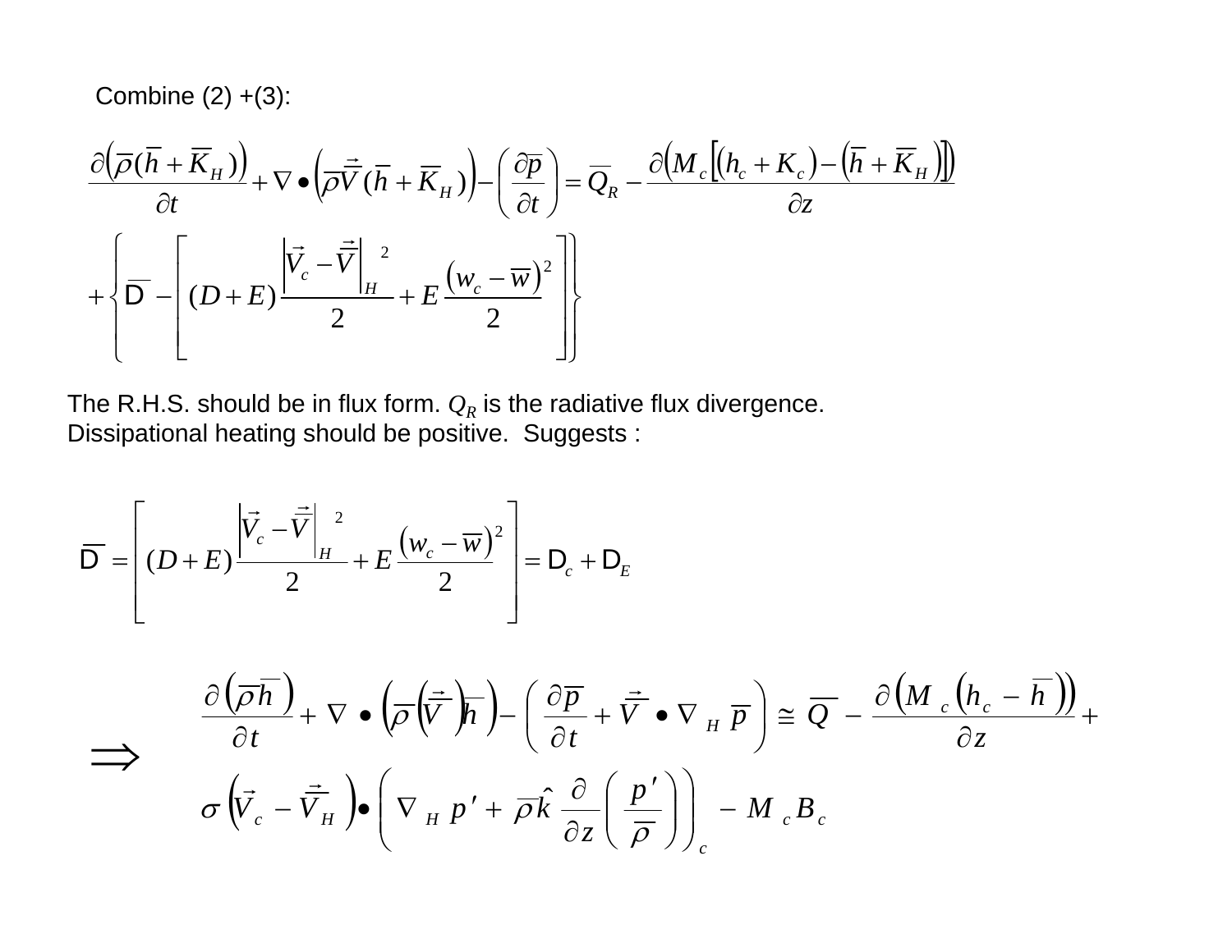Combine (2) +(3):

$$\frac{\partial\left(\overline{\rho}(\overline{h}+\overline{K}_H)\right)}{\partial t}+\nabla\bullet\left(\overline{\rho}\overline{\vec{V}}(\overline{h}+\overline{K}_H)\right)-\left(\frac{\partial\overline{p}}{\partial t}\right)=\overline{Q}_R-\frac{\partial\left(M_c\left[(h_c+K_c)-\left(\overline{h}+\overline{K}_H\right)\right]\right)}{\partial z}$$

$$+\left\{\overline{\mathsf{D}}-\left[(D+E)\frac{\left|\vec{V}_c-\overline{\vec{V}}\right|_H^{2}}{2}+E\frac{\left(w_c-\overline{w}\right)^2}{2}\right]\right\}$$

The R.H.S. should be in flux form. $Q_R$ is the radiative flux divergence. Dissipational heating should be positive. Suggests :

$$\overline{\mathsf{D}}=\left[(D+E)\frac{\left|\vec{V}_c-\overline{\vec{V}}\right|_H^{2}}{2}+E\frac{\left(w_c-\overline{w}\right)^2}{2}\right]=\mathsf{D}_c+\mathsf{D}_E$$

$$\Rightarrow\quad \frac{\partial\left(\overline{\rho}\overline{h}\right)}{\partial t}+\nabla\bullet\left(\overline{\rho}\left(\overline{\vec{V}}\right)\overline{h}\right)-\left(\frac{\partial\overline{p}}{\partial t}+\overline{\vec{V}}\bullet\nabla_H\overline{p}\right)\cong\overline{Q}-\frac{\partial\left(M_c\left(h_c-\overline{h}\right)\right)}{\partial z}+$$

$$\sigma\left(\vec{V}_c-\overline{\vec{V}}_H\right)\bullet\left(\nabla_H p'+\overline{\rho}\hat{k}\frac{\partial}{\partial z}\left(\frac{p'}{\overline{\rho}}\right)\right)_c-M_cB_c$$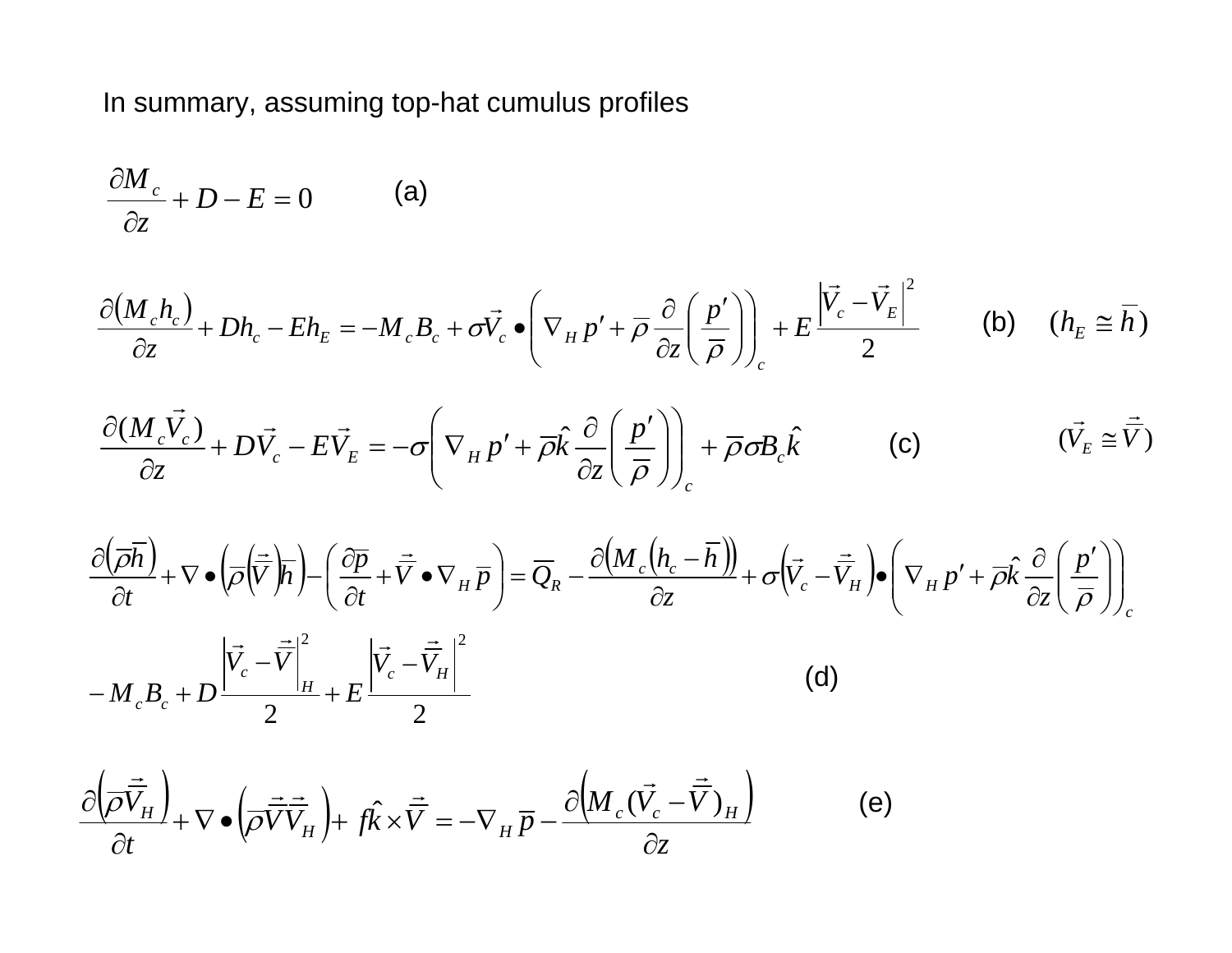In summary, assuming top-hat cumulus profiles

$$\frac{\partial M_c}{\partial z} + D - E = 0 \qquad \text{(a)}$$

$$\frac{\partial (M_c h_c)}{\partial z} + D h_c - E h_E = -M_c B_c + \sigma \vec{V}_c \bullet \left( \nabla_H p' + \bar{\rho} \frac{\partial}{\partial z}\left( \frac{p'}{\bar{\rho}} \right) \right)_c + E \frac{\left| \vec{V}_c - \vec{V}_E \right|^2}{2} \qquad \text{(b)} \quad (h_E \cong \bar{h})$$

$$\frac{\partial (M_c \vec{V}_c)}{\partial z} + D \vec{V}_c - E \vec{V}_E = -\sigma \left( \nabla_H p' + \bar{\rho} \hat{k} \frac{\partial}{\partial z}\left( \frac{p'}{\bar{\rho}} \right) \right)_c + \bar{\rho} \sigma B_c \hat{k} \qquad \text{(c)} \qquad (\vec{V}_E \cong \bar{\vec{V}})$$

$$\frac{\partial (\bar{\rho} \bar{h})}{\partial t} + \nabla \bullet \left( \bar{\rho} \left( \bar{\vec{V}} \right) \bar{h} \right) - \left( \frac{\partial \bar{p}}{\partial t} + \bar{\vec{V}} \bullet \nabla_H \bar{p} \right) = \overline{Q}_R - \frac{\partial \left( M_c \left( h_c - \bar{h} \right) \right)}{\partial z} + \sigma \left( \vec{V}_c - \bar{\vec{V}}_H \right) \bullet \left( \nabla_H p' + \bar{\rho} \hat{k} \frac{\partial}{\partial z}\left( \frac{p'}{\bar{\rho}} \right) \right)_c$$

$$- M_c B_c + D \frac{\left| \vec{V}_c - \bar{\vec{V}} \right|_H^2}{2} + E \frac{\left| \vec{V}_c - \bar{\vec{V}}_H \right|^2}{2} \qquad \text{(d)}$$

$$\frac{\partial \left( \bar{\rho} \bar{\vec{V}}_H \right)}{\partial t} + \nabla \bullet \left( \bar{\rho} \bar{\vec{V}} \bar{\vec{V}}_H \right) + f \hat{k} \times \bar{\vec{V}} = -\nabla_H \bar{p} - \frac{\partial \left( M_c (\vec{V}_c - \bar{\vec{V}})_H \right)}{\partial z} \qquad \text{(e)}$$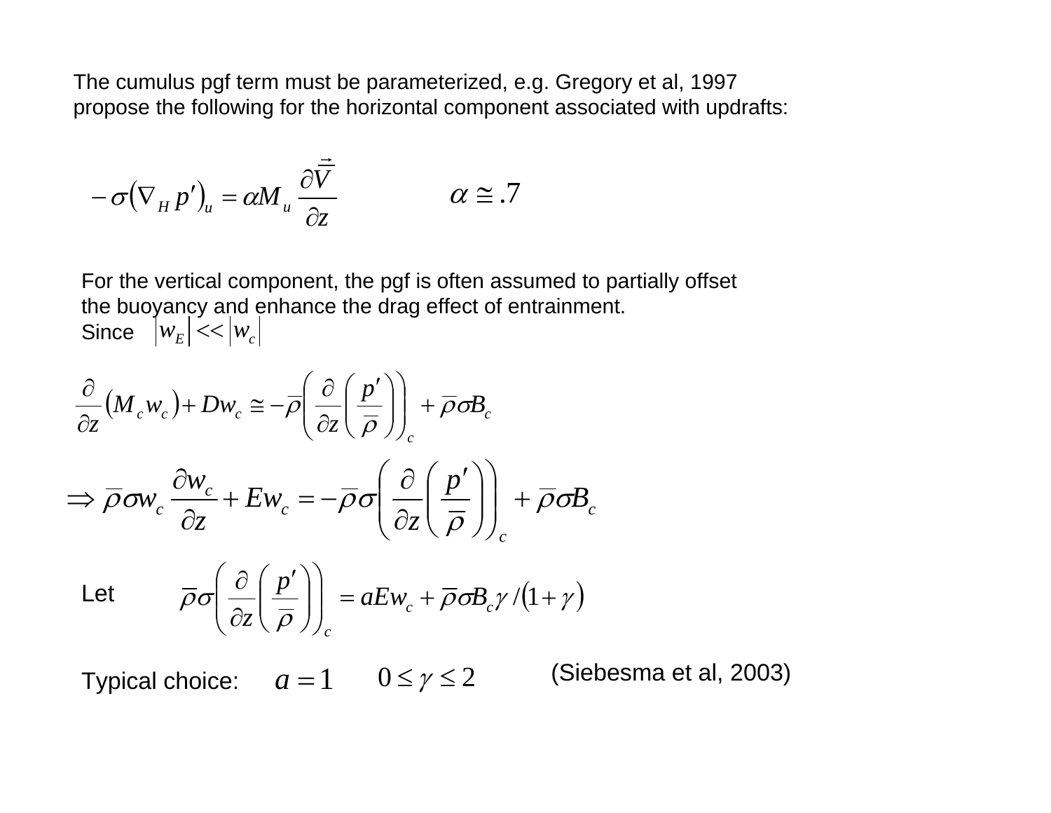The cumulus pgf term must be parameterized, e.g. Gregory et al, 1997 propose the following for the horizontal component associated with updrafts:

$$-\sigma\left(\nabla_H p'\right)_u = \alpha M_u \frac{\partial \vec{\overline{V}}}{\partial z} \qquad \alpha \cong .7$$

For the vertical component, the pgf is often assumed to partially offset the buoyancy and enhance the drag effect of entrainment.

Since $|w_E| << |w_c|$

$$\frac{\partial}{\partial z}\left(M_c w_c\right) + D w_c \cong -\overline{\rho}\left(\frac{\partial}{\partial z}\left(\frac{p'}{\overline{\rho}}\right)\right)_c + \overline{\rho}\sigma B_c$$

$$\Rightarrow \overline{\rho}\sigma w_c \frac{\partial w_c}{\partial z} + E w_c = -\overline{\rho}\sigma\left(\frac{\partial}{\partial z}\left(\frac{p'}{\overline{\rho}}\right)\right)_c + \overline{\rho}\sigma B_c$$

Let

$$\overline{\rho}\sigma\left(\frac{\partial}{\partial z}\left(\frac{p'}{\overline{\rho}}\right)\right)_c = a E w_c + \overline{\rho}\sigma B_c \gamma / \left(1+\gamma\right)$$

Typical choice: $a = 1$ $\quad 0 \le \gamma \le 2$ (Siebesma et al, 2003)